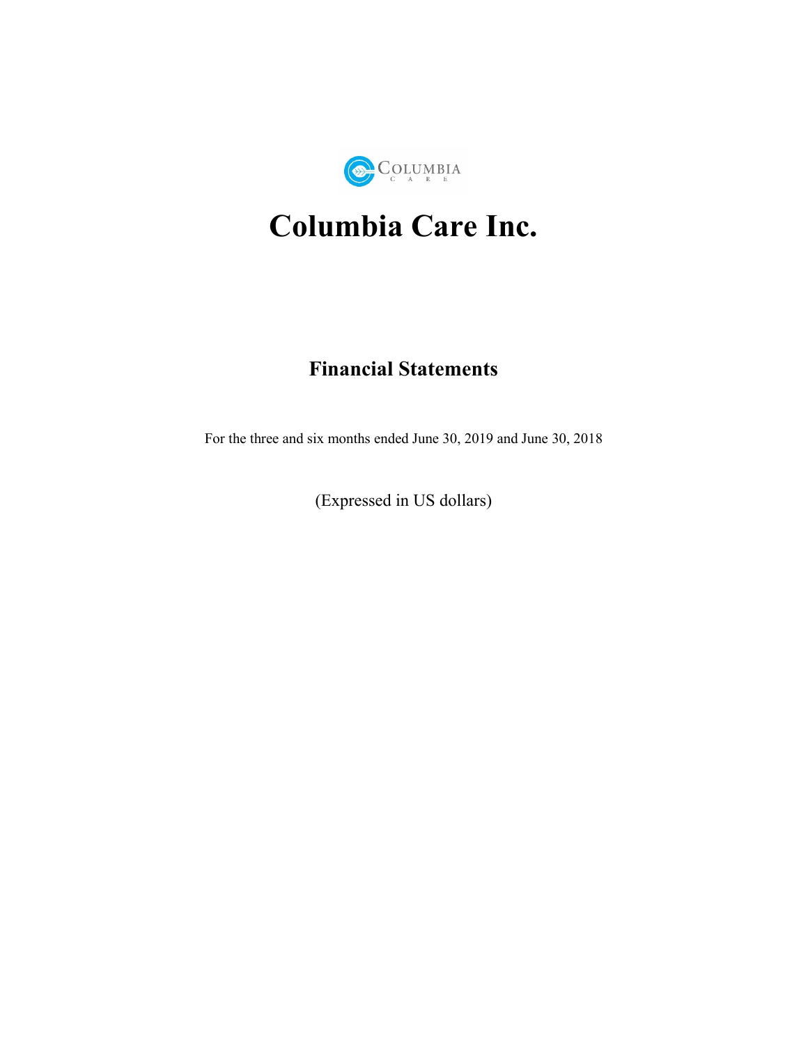# Columbia Care Inc.

## Financial Statements

For the three and six months ended June 30, 2019 and June 30, 2018

(Expressed in US dollars)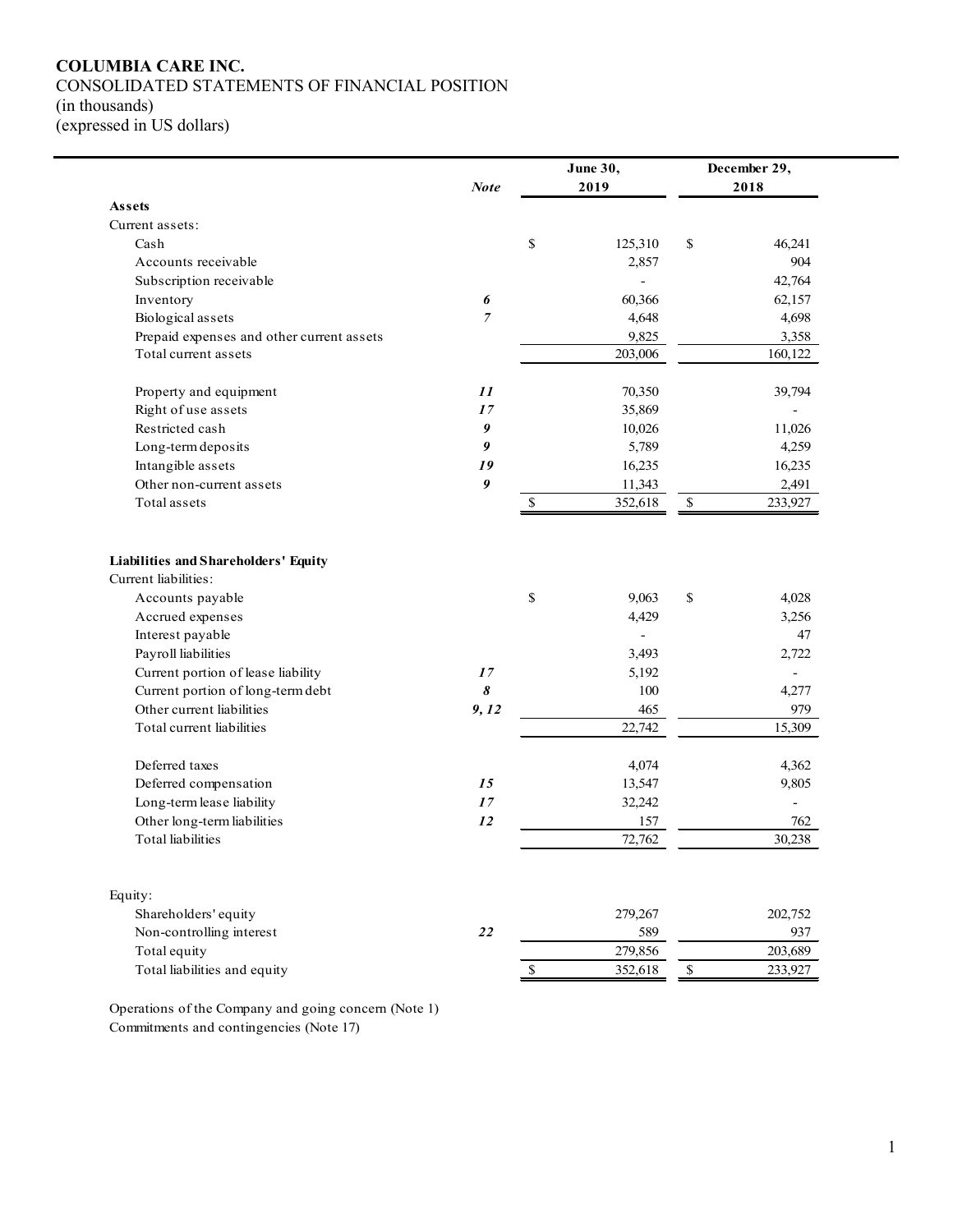**COLUMBIA CARE INC.**
CONSOLIDATED STATEMENTS OF FINANCIAL POSITION
(in thousands)
(expressed in US dollars)

| | Note | June 30, 2019 | December 29, 2018 |
|---|---|---|---|
| **Assets** | | | |
| Current assets: | | | |
| Cash | | $ 125,310 | $ 46,241 |
| Accounts receivable | | 2,857 | 904 |
| Subscription receivable | | - | 42,764 |
| Inventory | *6* | 60,366 | 62,157 |
| Biological assets | *7* | 4,648 | 4,698 |
| Prepaid expenses and other current assets | | 9,825 | 3,358 |
| Total current assets | | 203,006 | 160,122 |
| | | | |
| Property and equipment | *11* | 70,350 | 39,794 |
| Right of use assets | *17* | 35,869 | - |
| Restricted cash | *9* | 10,026 | 11,026 |
| Long-term deposits | *9* | 5,789 | 4,259 |
| Intangible assets | *19* | 16,235 | 16,235 |
| Other non-current assets | *9* | 11,343 | 2,491 |
| Total assets | | $ 352,618 | $ 233,927 |
| | | | |
| **Liabilities and Shareholders' Equity** | | | |
| Current liabilities: | | | |
| Accounts payable | | $ 9,063 | $ 4,028 |
| Accrued expenses | | 4,429 | 3,256 |
| Interest payable | | - | 47 |
| Payroll liabilities | | 3,493 | 2,722 |
| Current portion of lease liability | *17* | 5,192 | - |
| Current portion of long-term debt | *8* | 100 | 4,277 |
| Other current liabilities | *9, 12* | 465 | 979 |
| Total current liabilities | | 22,742 | 15,309 |
| | | | |
| Deferred taxes | | 4,074 | 4,362 |
| Deferred compensation | *15* | 13,547 | 9,805 |
| Long-term lease liability | *17* | 32,242 | - |
| Other long-term liabilities | *12* | 157 | 762 |
| Total liabilities | | 72,762 | 30,238 |
| | | | |
| Equity: | | | |
| Shareholders' equity | | 279,267 | 202,752 |
| Non-controlling interest | *22* | 589 | 937 |
| Total equity | | 279,856 | 203,689 |
| Total liabilities and equity | | $ 352,618 | $ 233,927 |

Operations of the Company and going concern (Note 1)
Commitments and contingencies (Note 17)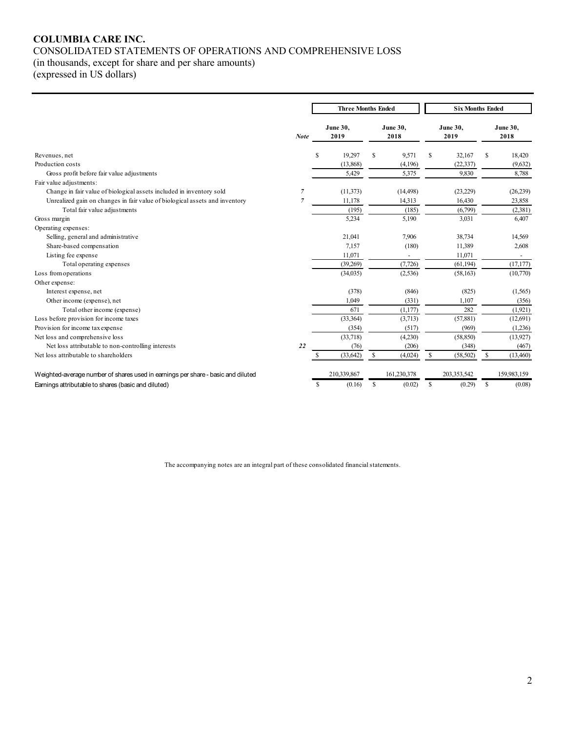**COLUMBIA CARE INC.**
CONSOLIDATED STATEMENTS OF OPERATIONS AND COMPREHENSIVE LOSS
(in thousands, except for share and per share amounts)
(expressed in US dollars)

| | Note | Three Months Ended | | Six Months Ended | |
|---|---|---|---|---|---|
| | | June 30, 2019 | June 30, 2018 | June 30, 2019 | June 30, 2018 |
| Revenues, net | | $ 19,297 | $ 9,571 | $ 32,167 | $ 18,420 |
| Production costs | | (13,868) | (4,196) | (22,337) | (9,632) |
| Gross profit before fair value adjustments | | 5,429 | 5,375 | 9,830 | 8,788 |
| Fair value adjustments: | | | | | |
| Change in fair value of biological assets included in inventory sold | 7 | (11,373) | (14,498) | (23,229) | (26,239) |
| Unrealized gain on changes in fair value of biological assets and inventory | 7 | 11,178 | 14,313 | 16,430 | 23,858 |
| Total fair value adjustments | | (195) | (185) | (6,799) | (2,381) |
| Gross margin | | 5,234 | 5,190 | 3,031 | 6,407 |
| Operating expenses: | | | | | |
| Selling, general and administrative | | 21,041 | 7,906 | 38,734 | 14,569 |
| Share-based compensation | | 7,157 | (180) | 11,389 | 2,608 |
| Listing fee expense | | 11,071 | - | 11,071 | - |
| Total operating expenses | | (39,269) | (7,726) | (61,194) | (17,177) |
| Loss from operations | | (34,035) | (2,536) | (58,163) | (10,770) |
| Other expense: | | | | | |
| Interest expense, net | | (378) | (846) | (825) | (1,565) |
| Other income (expense), net | | 1,049 | (331) | 1,107 | (356) |
| Total other income (expense) | | 671 | (1,177) | 282 | (1,921) |
| Loss before provision for income taxes | | (33,364) | (3,713) | (57,881) | (12,691) |
| Provision for income tax expense | | (354) | (517) | (969) | (1,236) |
| Net loss and comprehensive loss | | (33,718) | (4,230) | (58,850) | (13,927) |
| Net loss attributable to non-controlling interests | 22 | (76) | (206) | (348) | (467) |
| Net loss attributable to shareholders | | $ (33,642) | $ (4,024) | $ (58,502) | $ (13,460) |
| | | | | | |
| Weighted-average number of shares used in earnings per share - basic and diluted | | 210,339,867 | 161,230,378 | 203,353,542 | 159,983,159 |
| Earnings attributable to shares (basic and diluted) | | $ (0.16) | $ (0.02) | $ (0.29) | $ (0.08) |

The accompanying notes are an integral part of these consolidated financial statements.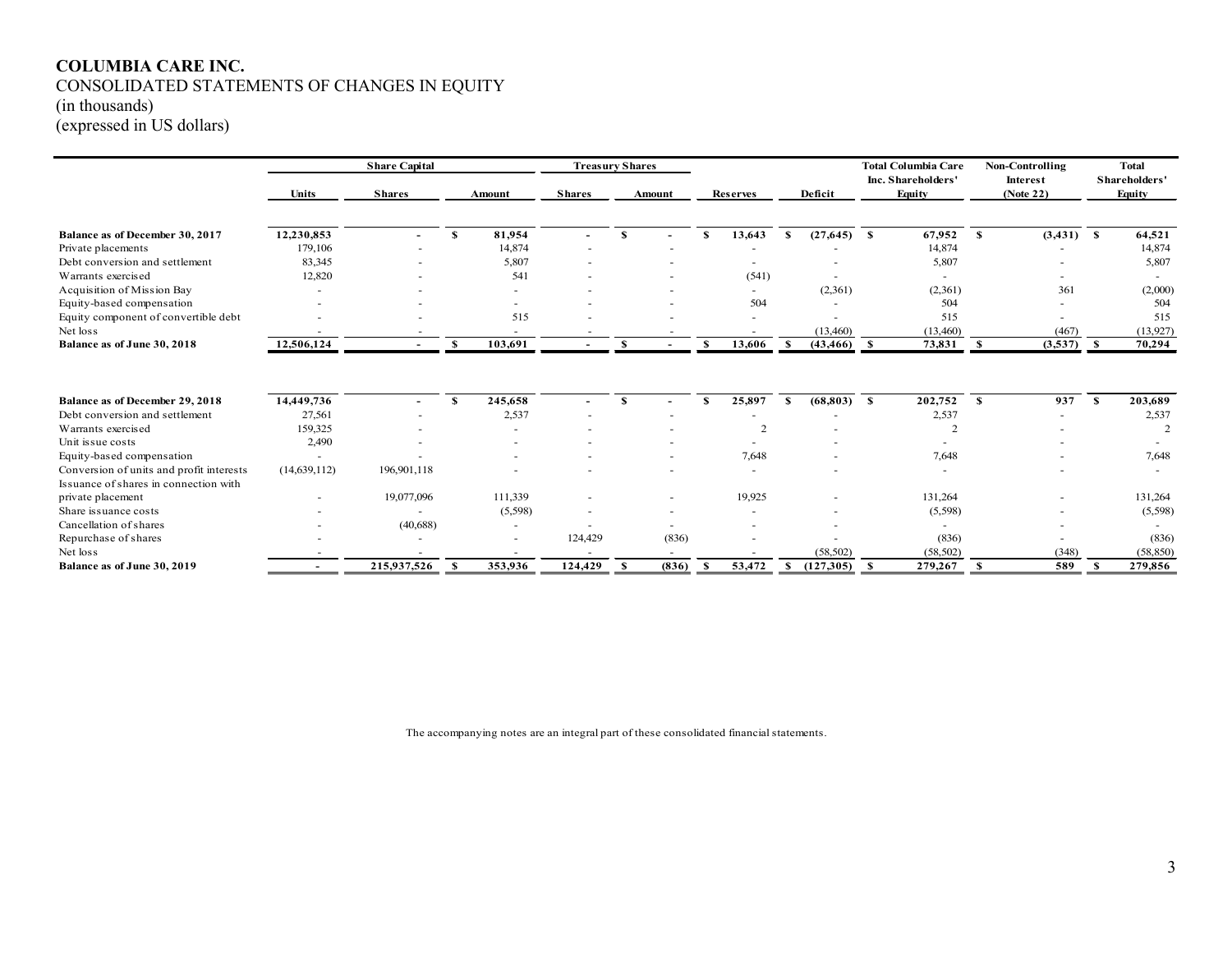**COLUMBIA CARE INC.**
CONSOLIDATED STATEMENTS OF CHANGES IN EQUITY
(in thousands)
(expressed in US dollars)

| | Share Capital | | | Treasury Shares | | | | | | |
|---|---|---|---|---|---|---|---|---|---|---|
| | Units | Shares | Amount | Shares | Amount | Reserves | Deficit | Total Columbia Care Inc. Shareholders' Equity | Non-Controlling Interest (Note 22) | Total Shareholders' Equity |
| **Balance as of December 30, 2017** | **12,230,853** | **-** | **$ 81,954** | **-** | **$ -** | **$ 13,643** | **$ (27,645)** | **$ 67,952** | **$ (3,431)** | **$ 64,521** |
| Private placements | 179,106 | - | 14,874 | - | - | - | - | 14,874 | - | 14,874 |
| Debt conversion and settlement | 83,345 | - | 5,807 | - | - | - | - | 5,807 | - | 5,807 |
| Warrants exercised | 12,820 | - | 541 | - | - | (541) | - | - | - | - |
| Acquisition of Mission Bay | - | - | - | - | - | - | (2,361) | (2,361) | 361 | (2,000) |
| Equity-based compensation | - | - | - | - | - | 504 | - | 504 | - | 504 |
| Equity component of convertible debt | - | - | 515 | - | - | - | - | 515 | - | 515 |
| Net loss | - | - | - | - | - | - | (13,460) | (13,460) | (467) | (13,927) |
| **Balance as of June 30, 2018** | **12,506,124** | **-** | **$ 103,691** | **-** | **$ -** | **$ 13,606** | **$ (43,466)** | **$ 73,831** | **$ (3,537)** | **$ 70,294** |
| | | | | | | | | | | |
| **Balance as of December 29, 2018** | **14,449,736** | **-** | **$ 245,658** | **-** | **$ -** | **$ 25,897** | **$ (68,803)** | **$ 202,752** | **$ 937** | **$ 203,689** |
| Debt conversion and settlement | 27,561 | - | 2,537 | - | - | - | - | 2,537 | - | 2,537 |
| Warrants exercised | 159,325 | - | - | - | - | 2 | - | 2 | - | 2 |
| Unit issue costs | 2,490 | - | - | - | - | - | - | - | - | - |
| Equity-based compensation | - | - | - | - | - | 7,648 | - | 7,648 | - | 7,648 |
| Conversion of units and profit interests | (14,639,112) | 196,901,118 | - | - | - | - | - | - | - | - |
| Issuance of shares in connection with private placement | - | 19,077,096 | 111,339 | - | - | 19,925 | - | 131,264 | - | 131,264 |
| Share issuance costs | - | - | (5,598) | - | - | - | - | (5,598) | - | (5,598) |
| Cancellation of shares | - | (40,688) | - | - | - | - | - | - | - | - |
| Repurchase of shares | - | - | - | 124,429 | (836) | - | - | (836) | - | (836) |
| Net loss | - | - | - | - | - | - | (58,502) | (58,502) | (348) | (58,850) |
| **Balance as of June 30, 2019** | **-** | **215,937,526** | **$ 353,936** | **124,429** | **$ (836)** | **$ 53,472** | **$ (127,305)** | **$ 279,267** | **$ 589** | **$ 279,856** |

The accompanying notes are an integral part of these consolidated financial statements.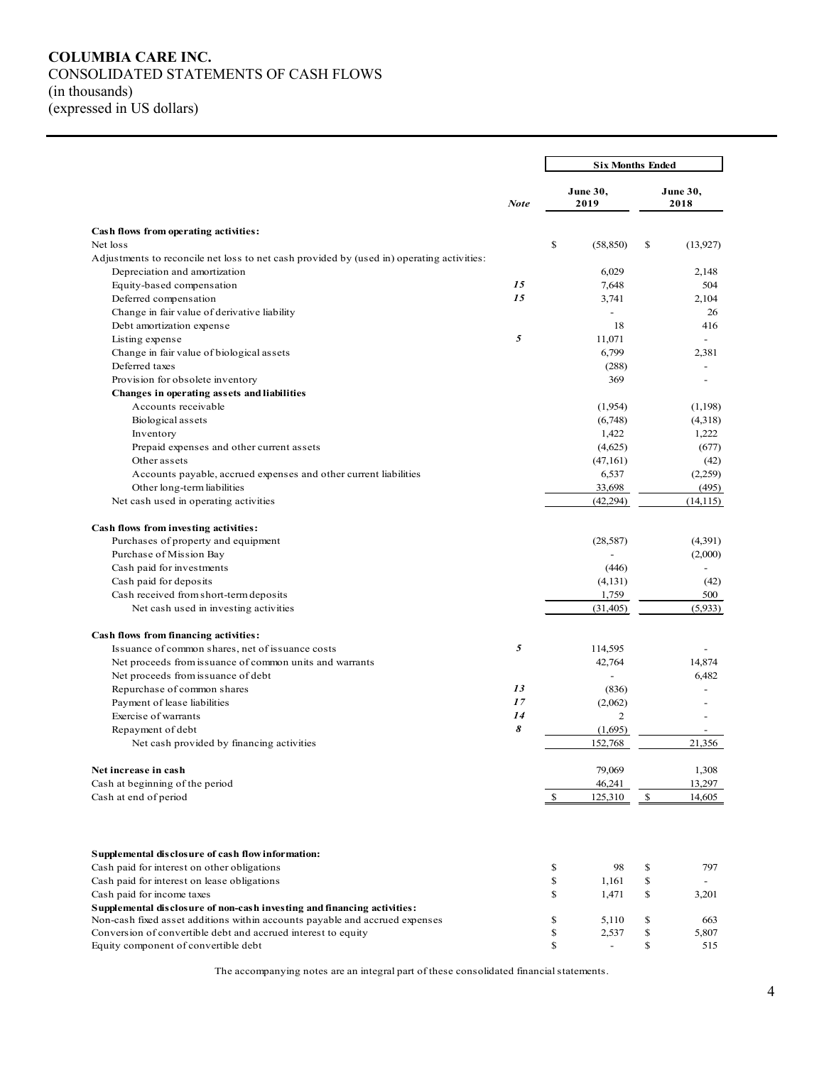# COLUMBIA CARE INC.

CONSOLIDATED STATEMENTS OF CASH FLOWS
(in thousands)
(expressed in US dollars)

| | Note | Six Months Ended June 30, 2019 | Six Months Ended June 30, 2018 |
|---|---|---|---|
| **Cash flows from operating activities:** | | | |
| Net loss | | $ (58,850) | $ (13,927) |
| Adjustments to reconcile net loss to net cash provided by (used in) operating activities: | | | |
| Depreciation and amortization | | 6,029 | 2,148 |
| Equity-based compensation | *15* | 7,648 | 504 |
| Deferred compensation | *15* | 3,741 | 2,104 |
| Change in fair value of derivative liability | | - | 26 |
| Debt amortization expense | | 18 | 416 |
| Listing expense | *5* | 11,071 | - |
| Change in fair value of biological assets | | 6,799 | 2,381 |
| Deferred taxes | | (288) | - |
| Provision for obsolete inventory | | 369 | - |
| **Changes in operating assets and liabilities** | | | |
| Accounts receivable | | (1,954) | (1,198) |
| Biological assets | | (6,748) | (4,318) |
| Inventory | | 1,422 | 1,222 |
| Prepaid expenses and other current assets | | (4,625) | (677) |
| Other assets | | (47,161) | (42) |
| Accounts payable, accrued expenses and other current liabilities | | 6,537 | (2,259) |
| Other long-term liabilities | | 33,698 | (495) |
| Net cash used in operating activities | | (42,294) | (14,115) |
| **Cash flows from investing activities:** | | | |
| Purchases of property and equipment | | (28,587) | (4,391) |
| Purchase of Mission Bay | | - | (2,000) |
| Cash paid for investments | | (446) | - |
| Cash paid for deposits | | (4,131) | (42) |
| Cash received from short-term deposits | | 1,759 | 500 |
| Net cash used in investing activities | | (31,405) | (5,933) |
| **Cash flows from financing activities:** | | | |
| Issuance of common shares, net of issuance costs | *5* | 114,595 | - |
| Net proceeds from issuance of common units and warrants | | 42,764 | 14,874 |
| Net proceeds from issuance of debt | | - | 6,482 |
| Repurchase of common shares | *13* | (836) | - |
| Payment of lease liabilities | *17* | (2,062) | - |
| Exercise of warrants | *14* | 2 | - |
| Repayment of debt | *8* | (1,695) | - |
| Net cash provided by financing activities | | 152,768 | 21,356 |
| **Net increase in cash** | | 79,069 | 1,308 |
| Cash at beginning of the period | | 46,241 | 13,297 |
| Cash at end of period | | $ 125,310 | $ 14,605 |
| **Supplemental disclosure of cash flow information:** | | | |
| Cash paid for interest on other obligations | | $ 98 | $ 797 |
| Cash paid for interest on lease obligations | | $ 1,161 | $ - |
| Cash paid for income taxes | | $ 1,471 | $ 3,201 |
| **Supplemental disclosure of non-cash investing and financing activities:** | | | |
| Non-cash fixed asset additions within accounts payable and accrued expenses | | $ 5,110 | $ 663 |
| Conversion of convertible debt and accrued interest to equity | | $ 2,537 | $ 5,807 |
| Equity component of convertible debt | | $ - | $ 515 |

The accompanying notes are an integral part of these consolidated financial statements.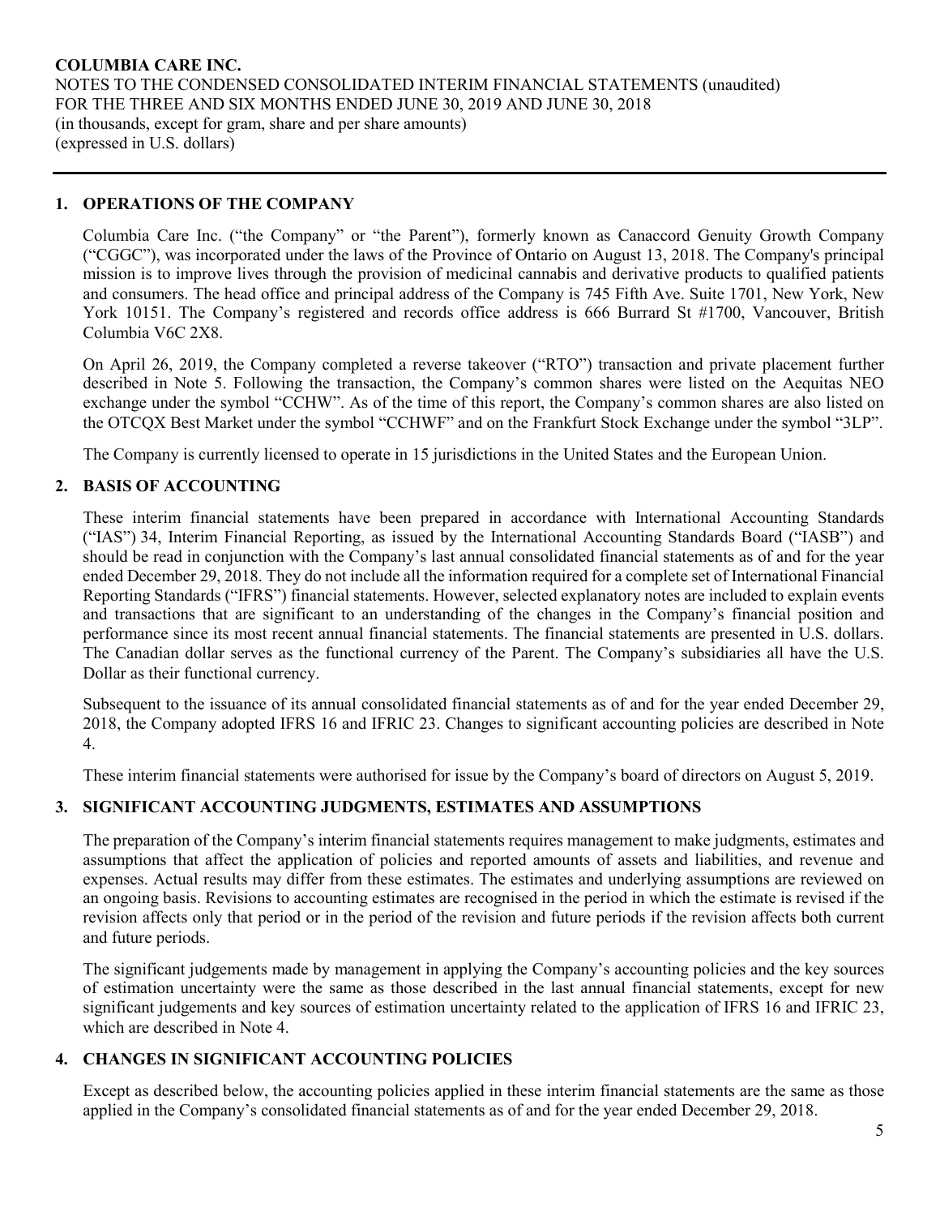## 1. OPERATIONS OF THE COMPANY

Columbia Care Inc. ("the Company" or "the Parent"), formerly known as Canaccord Genuity Growth Company ("CGGC"), was incorporated under the laws of the Province of Ontario on August 13, 2018. The Company's principal mission is to improve lives through the provision of medicinal cannabis and derivative products to qualified patients and consumers. The head office and principal address of the Company is 745 Fifth Ave. Suite 1701, New York, New York 10151. The Company's registered and records office address is 666 Burrard St #1700, Vancouver, British Columbia V6C 2X8.

On April 26, 2019, the Company completed a reverse takeover ("RTO") transaction and private placement further described in Note 5. Following the transaction, the Company's common shares were listed on the Aequitas NEO exchange under the symbol "CCHW". As of the time of this report, the Company's common shares are also listed on the OTCQX Best Market under the symbol "CCHWF" and on the Frankfurt Stock Exchange under the symbol "3LP".

The Company is currently licensed to operate in 15 jurisdictions in the United States and the European Union.

## 2. BASIS OF ACCOUNTING

These interim financial statements have been prepared in accordance with International Accounting Standards ("IAS") 34, Interim Financial Reporting, as issued by the International Accounting Standards Board ("IASB") and should be read in conjunction with the Company's last annual consolidated financial statements as of and for the year ended December 29, 2018. They do not include all the information required for a complete set of International Financial Reporting Standards ("IFRS") financial statements. However, selected explanatory notes are included to explain events and transactions that are significant to an understanding of the changes in the Company's financial position and performance since its most recent annual financial statements. The financial statements are presented in U.S. dollars. The Canadian dollar serves as the functional currency of the Parent. The Company's subsidiaries all have the U.S. Dollar as their functional currency.

Subsequent to the issuance of its annual consolidated financial statements as of and for the year ended December 29, 2018, the Company adopted IFRS 16 and IFRIC 23. Changes to significant accounting policies are described in Note 4.

These interim financial statements were authorised for issue by the Company's board of directors on August 5, 2019.

## 3. SIGNIFICANT ACCOUNTING JUDGMENTS, ESTIMATES AND ASSUMPTIONS

The preparation of the Company's interim financial statements requires management to make judgments, estimates and assumptions that affect the application of policies and reported amounts of assets and liabilities, and revenue and expenses. Actual results may differ from these estimates. The estimates and underlying assumptions are reviewed on an ongoing basis. Revisions to accounting estimates are recognised in the period in which the estimate is revised if the revision affects only that period or in the period of the revision and future periods if the revision affects both current and future periods.

The significant judgements made by management in applying the Company's accounting policies and the key sources of estimation uncertainty were the same as those described in the last annual financial statements, except for new significant judgements and key sources of estimation uncertainty related to the application of IFRS 16 and IFRIC 23, which are described in Note 4.

## 4. CHANGES IN SIGNIFICANT ACCOUNTING POLICIES

Except as described below, the accounting policies applied in these interim financial statements are the same as those applied in the Company's consolidated financial statements as of and for the year ended December 29, 2018.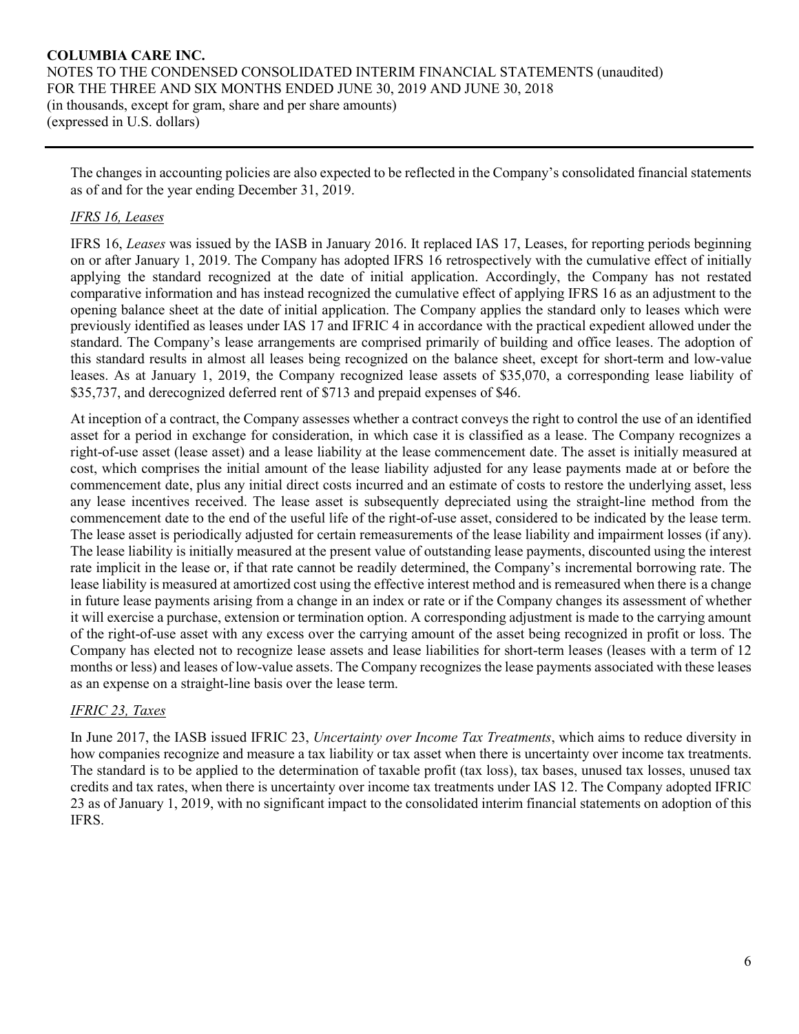The changes in accounting policies are also expected to be reflected in the Company's consolidated financial statements as of and for the year ending December 31, 2019.

*IFRS 16, Leases*

IFRS 16, *Leases* was issued by the IASB in January 2016. It replaced IAS 17, Leases, for reporting periods beginning on or after January 1, 2019. The Company has adopted IFRS 16 retrospectively with the cumulative effect of initially applying the standard recognized at the date of initial application. Accordingly, the Company has not restated comparative information and has instead recognized the cumulative effect of applying IFRS 16 as an adjustment to the opening balance sheet at the date of initial application. The Company applies the standard only to leases which were previously identified as leases under IAS 17 and IFRIC 4 in accordance with the practical expedient allowed under the standard. The Company's lease arrangements are comprised primarily of building and office leases. The adoption of this standard results in almost all leases being recognized on the balance sheet, except for short-term and low-value leases. As at January 1, 2019, the Company recognized lease assets of $35,070, a corresponding lease liability of $35,737, and derecognized deferred rent of $713 and prepaid expenses of $46.

At inception of a contract, the Company assesses whether a contract conveys the right to control the use of an identified asset for a period in exchange for consideration, in which case it is classified as a lease. The Company recognizes a right-of-use asset (lease asset) and a lease liability at the lease commencement date. The asset is initially measured at cost, which comprises the initial amount of the lease liability adjusted for any lease payments made at or before the commencement date, plus any initial direct costs incurred and an estimate of costs to restore the underlying asset, less any lease incentives received. The lease asset is subsequently depreciated using the straight-line method from the commencement date to the end of the useful life of the right-of-use asset, considered to be indicated by the lease term. The lease asset is periodically adjusted for certain remeasurements of the lease liability and impairment losses (if any). The lease liability is initially measured at the present value of outstanding lease payments, discounted using the interest rate implicit in the lease or, if that rate cannot be readily determined, the Company's incremental borrowing rate. The lease liability is measured at amortized cost using the effective interest method and is remeasured when there is a change in future lease payments arising from a change in an index or rate or if the Company changes its assessment of whether it will exercise a purchase, extension or termination option. A corresponding adjustment is made to the carrying amount of the right-of-use asset with any excess over the carrying amount of the asset being recognized in profit or loss. The Company has elected not to recognize lease assets and lease liabilities for short-term leases (leases with a term of 12 months or less) and leases of low-value assets. The Company recognizes the lease payments associated with these leases as an expense on a straight-line basis over the lease term.

*IFRIC 23, Taxes*

In June 2017, the IASB issued IFRIC 23, *Uncertainty over Income Tax Treatments*, which aims to reduce diversity in how companies recognize and measure a tax liability or tax asset when there is uncertainty over income tax treatments. The standard is to be applied to the determination of taxable profit (tax loss), tax bases, unused tax losses, unused tax credits and tax rates, when there is uncertainty over income tax treatments under IAS 12. The Company adopted IFRIC 23 as of January 1, 2019, with no significant impact to the consolidated interim financial statements on adoption of this IFRS.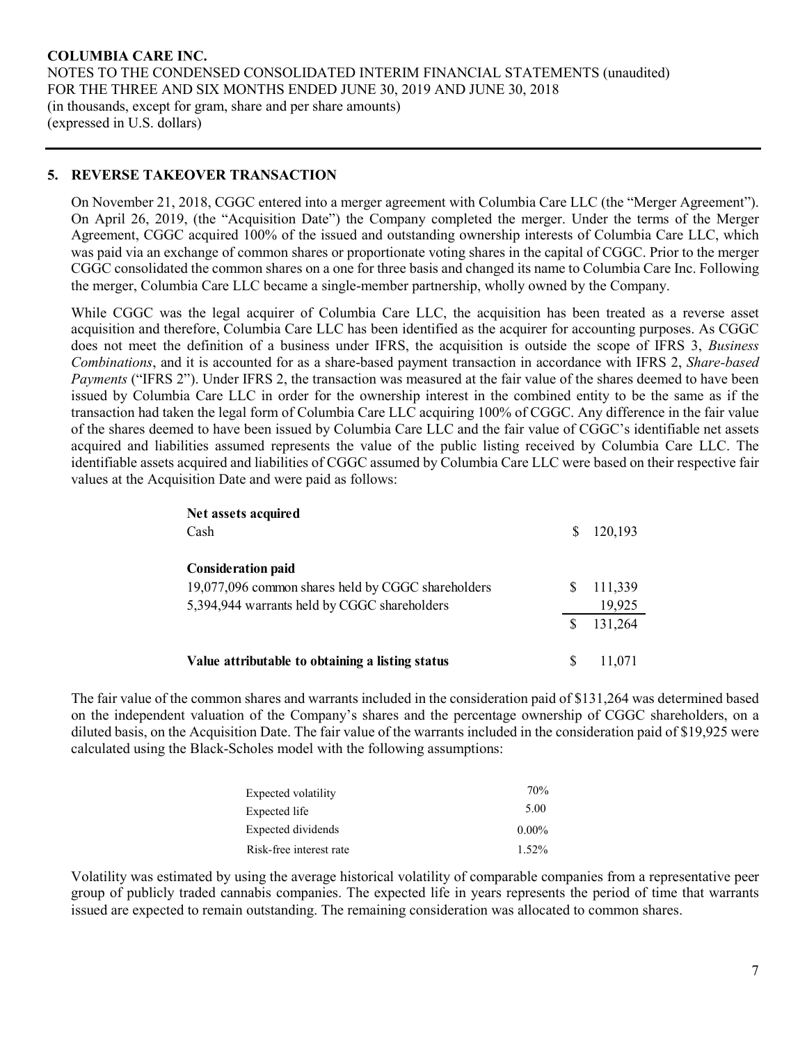## 5. REVERSE TAKEOVER TRANSACTION

On November 21, 2018, CGGC entered into a merger agreement with Columbia Care LLC (the "Merger Agreement"). On April 26, 2019, (the "Acquisition Date") the Company completed the merger. Under the terms of the Merger Agreement, CGGC acquired 100% of the issued and outstanding ownership interests of Columbia Care LLC, which was paid via an exchange of common shares or proportionate voting shares in the capital of CGGC. Prior to the merger CGGC consolidated the common shares on a one for three basis and changed its name to Columbia Care Inc. Following the merger, Columbia Care LLC became a single-member partnership, wholly owned by the Company.

While CGGC was the legal acquirer of Columbia Care LLC, the acquisition has been treated as a reverse asset acquisition and therefore, Columbia Care LLC has been identified as the acquirer for accounting purposes. As CGGC does not meet the definition of a business under IFRS, the acquisition is outside the scope of IFRS 3, *Business Combinations*, and it is accounted for as a share-based payment transaction in accordance with IFRS 2, *Share-based Payments* ("IFRS 2"). Under IFRS 2, the transaction was measured at the fair value of the shares deemed to have been issued by Columbia Care LLC in order for the ownership interest in the combined entity to be the same as if the transaction had taken the legal form of Columbia Care LLC acquiring 100% of CGGC. Any difference in the fair value of the shares deemed to have been issued by Columbia Care LLC and the fair value of CGGC's identifiable net assets acquired and liabilities assumed represents the value of the public listing received by Columbia Care LLC. The identifiable assets acquired and liabilities of CGGC assumed by Columbia Care LLC were based on their respective fair values at the Acquisition Date and were paid as follows:

| | |
|---|---|
| **Net assets acquired** | |
| Cash | $ 120,193 |
| | |
| **Consideration paid** | |
| 19,077,096 common shares held by CGGC shareholders | $ 111,339 |
| 5,394,944 warrants held by CGGC shareholders | 19,925 |
| | $ 131,264 |
| | |
| **Value attributable to obtaining a listing status** | $ 11,071 |

The fair value of the common shares and warrants included in the consideration paid of $131,264 was determined based on the independent valuation of the Company's shares and the percentage ownership of CGGC shareholders, on a diluted basis, on the Acquisition Date. The fair value of the warrants included in the consideration paid of $19,925 were calculated using the Black-Scholes model with the following assumptions:

| | |
|---|---|
| Expected volatility | 70% |
| Expected life | 5.00 |
| Expected dividends | 0.00% |
| Risk-free interest rate | 1.52% |

Volatility was estimated by using the average historical volatility of comparable companies from a representative peer group of publicly traded cannabis companies. The expected life in years represents the period of time that warrants issued are expected to remain outstanding. The remaining consideration was allocated to common shares.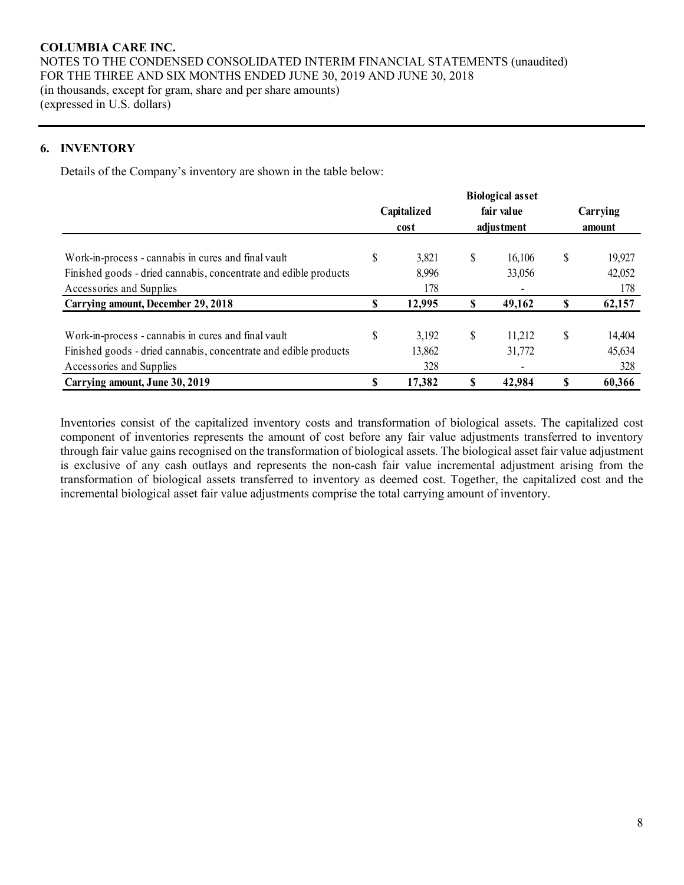## 6. INVENTORY

Details of the Company's inventory are shown in the table below:

| | Capitalized cost | Biological asset fair value adjustment | Carrying amount |
|---|---|---|---|
| Work-in-process - cannabis in cures and final vault | $ 3,821 | $ 16,106 | $ 19,927 |
| Finished goods - dried cannabis, concentrate and edible products | 8,996 | 33,056 | 42,052 |
| Accessories and Supplies | 178 | - | 178 |
| **Carrying amount, December 29, 2018** | **$ 12,995** | **$ 49,162** | **$ 62,157** |
| Work-in-process - cannabis in cures and final vault | $ 3,192 | $ 11,212 | $ 14,404 |
| Finished goods - dried cannabis, concentrate and edible products | 13,862 | 31,772 | 45,634 |
| Accessories and Supplies | 328 | - | 328 |
| **Carrying amount, June 30, 2019** | **$ 17,382** | **$ 42,984** | **$ 60,366** |

Inventories consist of the capitalized inventory costs and transformation of biological assets. The capitalized cost component of inventories represents the amount of cost before any fair value adjustments transferred to inventory through fair value gains recognised on the transformation of biological assets. The biological asset fair value adjustment is exclusive of any cash outlays and represents the non-cash fair value incremental adjustment arising from the transformation of biological assets transferred to inventory as deemed cost. Together, the capitalized cost and the incremental biological asset fair value adjustments comprise the total carrying amount of inventory.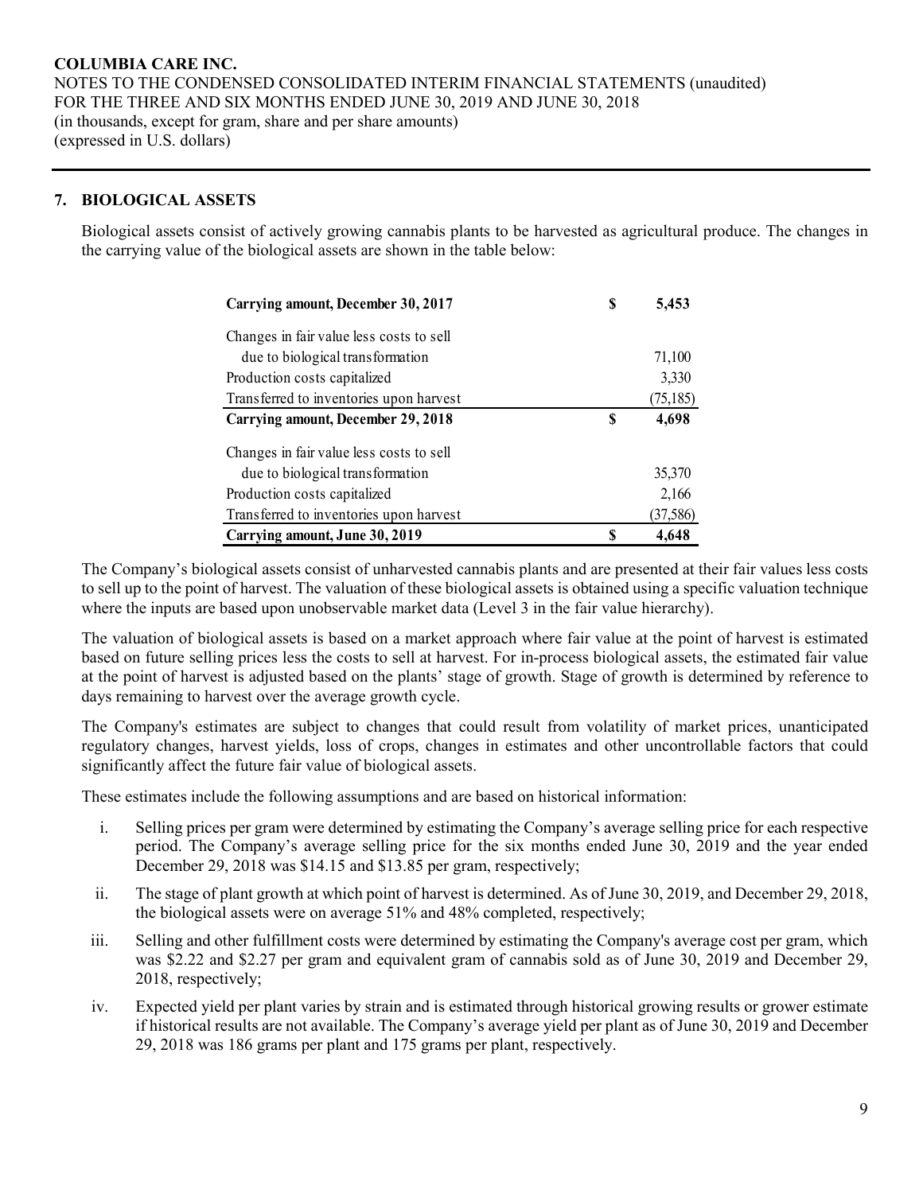## 7. BIOLOGICAL ASSETS

Biological assets consist of actively growing cannabis plants to be harvested as agricultural produce. The changes in the carrying value of the biological assets are shown in the table below:

| | |
|---|---|
| **Carrying amount, December 30, 2017** | **$ 5,453** |
| Changes in fair value less costs to sell due to biological transformation | 71,100 |
| Production costs capitalized | 3,330 |
| Transferred to inventories upon harvest | (75,185) |
| **Carrying amount, December 29, 2018** | **$ 4,698** |
| Changes in fair value less costs to sell due to biological transformation | 35,370 |
| Production costs capitalized | 2,166 |
| Transferred to inventories upon harvest | (37,586) |
| **Carrying amount, June 30, 2019** | **$ 4,648** |

The Company's biological assets consist of unharvested cannabis plants and are presented at their fair values less costs to sell up to the point of harvest. The valuation of these biological assets is obtained using a specific valuation technique where the inputs are based upon unobservable market data (Level 3 in the fair value hierarchy).

The valuation of biological assets is based on a market approach where fair value at the point of harvest is estimated based on future selling prices less the costs to sell at harvest. For in-process biological assets, the estimated fair value at the point of harvest is adjusted based on the plants' stage of growth. Stage of growth is determined by reference to days remaining to harvest over the average growth cycle.

The Company's estimates are subject to changes that could result from volatility of market prices, unanticipated regulatory changes, harvest yields, loss of crops, changes in estimates and other uncontrollable factors that could significantly affect the future fair value of biological assets.

These estimates include the following assumptions and are based on historical information:

i. Selling prices per gram were determined by estimating the Company's average selling price for each respective period. The Company's average selling price for the six months ended June 30, 2019 and the year ended December 29, 2018 was $14.15 and $13.85 per gram, respectively;

ii. The stage of plant growth at which point of harvest is determined. As of June 30, 2019, and December 29, 2018, the biological assets were on average 51% and 48% completed, respectively;

iii. Selling and other fulfillment costs were determined by estimating the Company's average cost per gram, which was $2.22 and $2.27 per gram and equivalent gram of cannabis sold as of June 30, 2019 and December 29, 2018, respectively;

iv. Expected yield per plant varies by strain and is estimated through historical growing results or grower estimate if historical results are not available. The Company's average yield per plant as of June 30, 2019 and December 29, 2018 was 186 grams per plant and 175 grams per plant, respectively.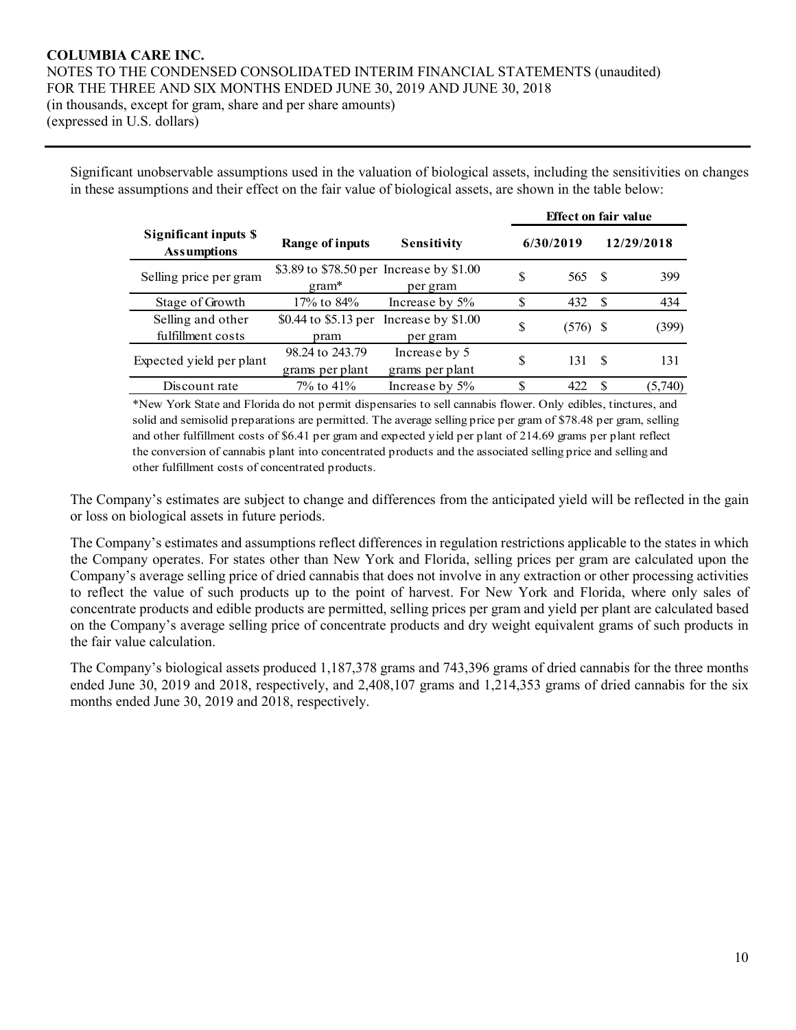Significant unobservable assumptions used in the valuation of biological assets, including the sensitivities on changes in these assumptions and their effect on the fair value of biological assets, are shown in the table below:

| Significant inputs $ Assumptions | Range of inputs | Sensitivity | Effect on fair value | |
|---|---|---|---|---|
| | | | 6/30/2019 | 12/29/2018 |
| Selling price per gram | $3.89 to $78.50 per gram* | Increase by $1.00 per gram | $ 565 | $ 399 |
| Stage of Growth | 17% to 84% | Increase by 5% | $ 432 | $ 434 |
| Selling and other fulfillment costs | $0.44 to $5.13 per pram | Increase by $1.00 per gram | $ (576) | $ (399) |
| Expected yield per plant | 98.24 to 243.79 grams per plant | Increase by 5 grams per plant | $ 131 | $ 131 |
| Discount rate | 7% to 41% | Increase by 5% | $ 422 | $ (5,740) |

*New York State and Florida do not permit dispensaries to sell cannabis flower. Only edibles, tinctures, and solid and semisolid preparations are permitted. The average selling price per gram of $78.48 per gram, selling and other fulfillment costs of $6.41 per gram and expected yield per plant of 214.69 grams per plant reflect the conversion of cannabis plant into concentrated products and the associated selling price and selling and other fulfillment costs of concentrated products.

The Company's estimates are subject to change and differences from the anticipated yield will be reflected in the gain or loss on biological assets in future periods.

The Company's estimates and assumptions reflect differences in regulation restrictions applicable to the states in which the Company operates. For states other than New York and Florida, selling prices per gram are calculated upon the Company's average selling price of dried cannabis that does not involve in any extraction or other processing activities to reflect the value of such products up to the point of harvest. For New York and Florida, where only sales of concentrate products and edible products are permitted, selling prices per gram and yield per plant are calculated based on the Company's average selling price of concentrate products and dry weight equivalent grams of such products in the fair value calculation.

The Company's biological assets produced 1,187,378 grams and 743,396 grams of dried cannabis for the three months ended June 30, 2019 and 2018, respectively, and 2,408,107 grams and 1,214,353 grams of dried cannabis for the six months ended June 30, 2019 and 2018, respectively.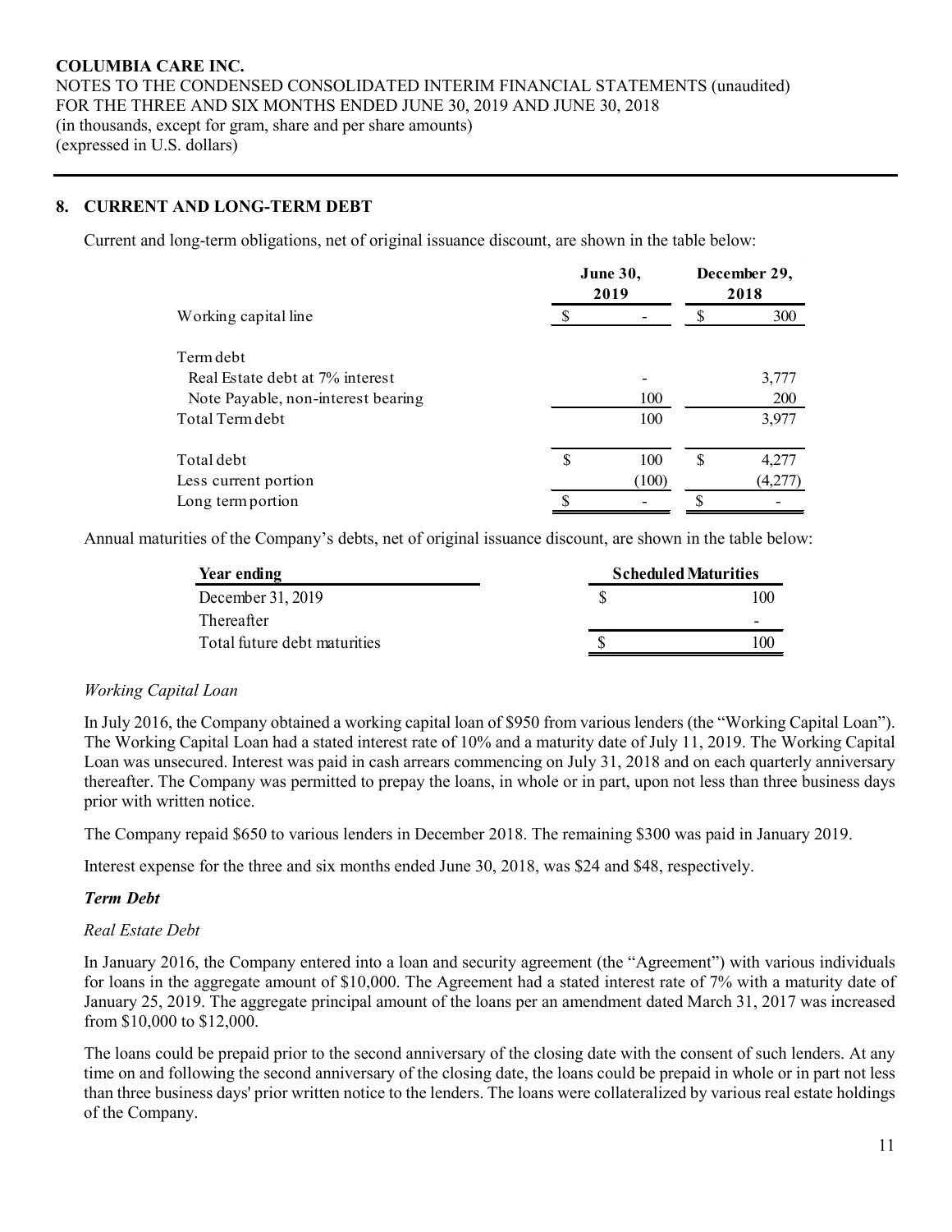**COLUMBIA CARE INC.**
NOTES TO THE CONDENSED CONSOLIDATED INTERIM FINANCIAL STATEMENTS (unaudited)
FOR THE THREE AND SIX MONTHS ENDED JUNE 30, 2019 AND JUNE 30, 2018
(in thousands, except for gram, share and per share amounts)
(expressed in U.S. dollars)

## 8. CURRENT AND LONG-TERM DEBT

Current and long-term obligations, net of original issuance discount, are shown in the table below:

| | June 30, 2019 | December 29, 2018 |
|---|---|---|
| Working capital line | $ - | $ 300 |
| Term debt | | |
| Real Estate debt at 7% interest | - | 3,777 |
| Note Payable, non-interest bearing | 100 | 200 |
| Total Term debt | 100 | 3,977 |
| Total debt | $ 100 | $ 4,277 |
| Less current portion | (100) | (4,277) |
| Long term portion | $ - | $ - |

Annual maturities of the Company's debts, net of original issuance discount, are shown in the table below:

| Year ending | Scheduled Maturities |
|---|---|
| December 31, 2019 | $ 100 |
| Thereafter | - |
| Total future debt maturities | $ 100 |

*Working Capital Loan*

In July 2016, the Company obtained a working capital loan of $950 from various lenders (the "Working Capital Loan"). The Working Capital Loan had a stated interest rate of 10% and a maturity date of July 11, 2019. The Working Capital Loan was unsecured. Interest was paid in cash arrears commencing on July 31, 2018 and on each quarterly anniversary thereafter. The Company was permitted to prepay the loans, in whole or in part, upon not less than three business days prior with written notice.

The Company repaid $650 to various lenders in December 2018. The remaining $300 was paid in January 2019.

Interest expense for the three and six months ended June 30, 2018, was $24 and $48, respectively.

***Term Debt***

*Real Estate Debt*

In January 2016, the Company entered into a loan and security agreement (the "Agreement") with various individuals for loans in the aggregate amount of $10,000. The Agreement had a stated interest rate of 7% with a maturity date of January 25, 2019. The aggregate principal amount of the loans per an amendment dated March 31, 2017 was increased from $10,000 to $12,000.

The loans could be prepaid prior to the second anniversary of the closing date with the consent of such lenders. At any time on and following the second anniversary of the closing date, the loans could be prepaid in whole or in part not less than three business days' prior written notice to the lenders. The loans were collateralized by various real estate holdings of the Company.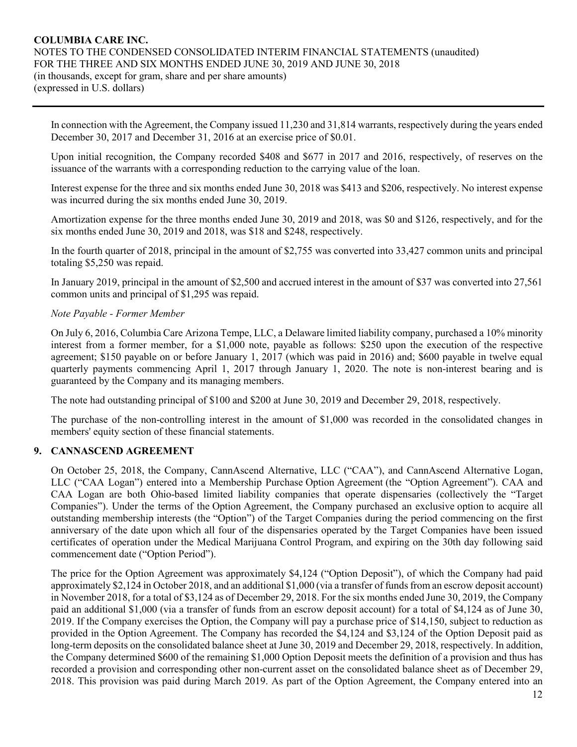In connection with the Agreement, the Company issued 11,230 and 31,814 warrants, respectively during the years ended December 30, 2017 and December 31, 2016 at an exercise price of $0.01.

Upon initial recognition, the Company recorded $408 and $677 in 2017 and 2016, respectively, of reserves on the issuance of the warrants with a corresponding reduction to the carrying value of the loan.

Interest expense for the three and six months ended June 30, 2018 was $413 and $206, respectively. No interest expense was incurred during the six months ended June 30, 2019.

Amortization expense for the three months ended June 30, 2019 and 2018, was $0 and $126, respectively, and for the six months ended June 30, 2019 and 2018, was $18 and $248, respectively.

In the fourth quarter of 2018, principal in the amount of $2,755 was converted into 33,427 common units and principal totaling $5,250 was repaid.

In January 2019, principal in the amount of $2,500 and accrued interest in the amount of $37 was converted into 27,561 common units and principal of $1,295 was repaid.

*Note Payable - Former Member*

On July 6, 2016, Columbia Care Arizona Tempe, LLC, a Delaware limited liability company, purchased a 10% minority interest from a former member, for a $1,000 note, payable as follows: $250 upon the execution of the respective agreement; $150 payable on or before January 1, 2017 (which was paid in 2016) and; $600 payable in twelve equal quarterly payments commencing April 1, 2017 through January 1, 2020. The note is non-interest bearing and is guaranteed by the Company and its managing members.

The note had outstanding principal of $100 and $200 at June 30, 2019 and December 29, 2018, respectively.

The purchase of the non-controlling interest in the amount of $1,000 was recorded in the consolidated changes in members' equity section of these financial statements.

## 9. CANNASCEND AGREEMENT

On October 25, 2018, the Company, CannAscend Alternative, LLC ("CAA"), and CannAscend Alternative Logan, LLC ("CAA Logan") entered into a Membership Purchase Option Agreement (the "Option Agreement"). CAA and CAA Logan are both Ohio-based limited liability companies that operate dispensaries (collectively the "Target Companies"). Under the terms of the Option Agreement, the Company purchased an exclusive option to acquire all outstanding membership interests (the "Option") of the Target Companies during the period commencing on the first anniversary of the date upon which all four of the dispensaries operated by the Target Companies have been issued certificates of operation under the Medical Marijuana Control Program, and expiring on the 30th day following said commencement date ("Option Period").

The price for the Option Agreement was approximately $4,124 ("Option Deposit"), of which the Company had paid approximately $2,124 in October 2018, and an additional $1,000 (via a transfer of funds from an escrow deposit account) in November 2018, for a total of $3,124 as of December 29, 2018. For the six months ended June 30, 2019, the Company paid an additional $1,000 (via a transfer of funds from an escrow deposit account) for a total of $4,124 as of June 30, 2019. If the Company exercises the Option, the Company will pay a purchase price of $14,150, subject to reduction as provided in the Option Agreement. The Company has recorded the $4,124 and $3,124 of the Option Deposit paid as long-term deposits on the consolidated balance sheet at June 30, 2019 and December 29, 2018, respectively. In addition, the Company determined $600 of the remaining $1,000 Option Deposit meets the definition of a provision and thus has recorded a provision and corresponding other non-current asset on the consolidated balance sheet as of December 29, 2018. This provision was paid during March 2019. As part of the Option Agreement, the Company entered into an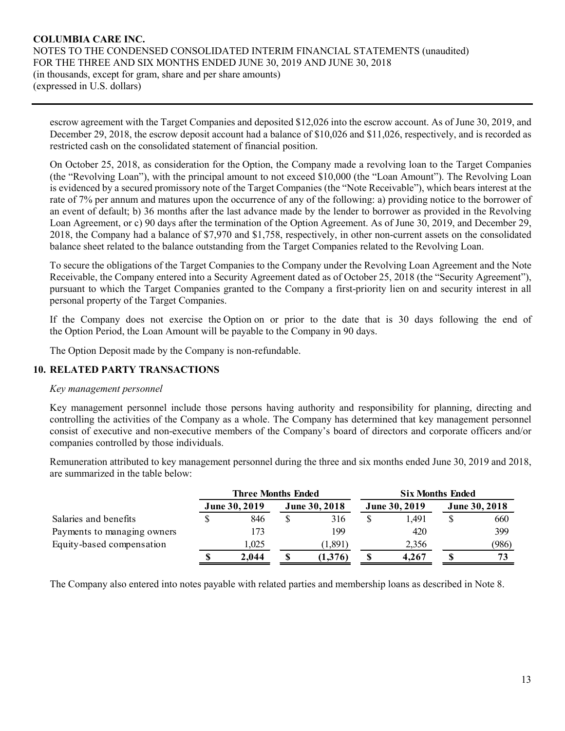escrow agreement with the Target Companies and deposited $12,026 into the escrow account. As of June 30, 2019, and December 29, 2018, the escrow deposit account had a balance of $10,026 and $11,026, respectively, and is recorded as restricted cash on the consolidated statement of financial position.

On October 25, 2018, as consideration for the Option, the Company made a revolving loan to the Target Companies (the "Revolving Loan"), with the principal amount to not exceed $10,000 (the "Loan Amount"). The Revolving Loan is evidenced by a secured promissory note of the Target Companies (the "Note Receivable"), which bears interest at the rate of 7% per annum and matures upon the occurrence of any of the following: a) providing notice to the borrower of an event of default; b) 36 months after the last advance made by the lender to borrower as provided in the Revolving Loan Agreement, or c) 90 days after the termination of the Option Agreement. As of June 30, 2019, and December 29, 2018, the Company had a balance of $7,970 and $1,758, respectively, in other non-current assets on the consolidated balance sheet related to the balance outstanding from the Target Companies related to the Revolving Loan.

To secure the obligations of the Target Companies to the Company under the Revolving Loan Agreement and the Note Receivable, the Company entered into a Security Agreement dated as of October 25, 2018 (the "Security Agreement"), pursuant to which the Target Companies granted to the Company a first-priority lien on and security interest in all personal property of the Target Companies.

If the Company does not exercise the Option on or prior to the date that is 30 days following the end of the Option Period, the Loan Amount will be payable to the Company in 90 days.

The Option Deposit made by the Company is non-refundable.

## 10. RELATED PARTY TRANSACTIONS

*Key management personnel*

Key management personnel include those persons having authority and responsibility for planning, directing and controlling the activities of the Company as a whole. The Company has determined that key management personnel consist of executive and non-executive members of the Company's board of directors and corporate officers and/or companies controlled by those individuals.

Remuneration attributed to key management personnel during the three and six months ended June 30, 2019 and 2018, are summarized in the table below:

| | Three Months Ended | | Six Months Ended | |
|---|---|---|---|---|
| | June 30, 2019 | June 30, 2018 | June 30, 2019 | June 30, 2018 |
| Salaries and benefits | $ 846 | $ 316 | $ 1,491 | $ 660 |
| Payments to managing owners | 173 | 199 | 420 | 399 |
| Equity-based compensation | 1,025 | (1,891) | 2,356 | (986) |
| | **$ 2,044** | **$ (1,376)** | **$ 4,267** | **$ 73** |

The Company also entered into notes payable with related parties and membership loans as described in Note 8.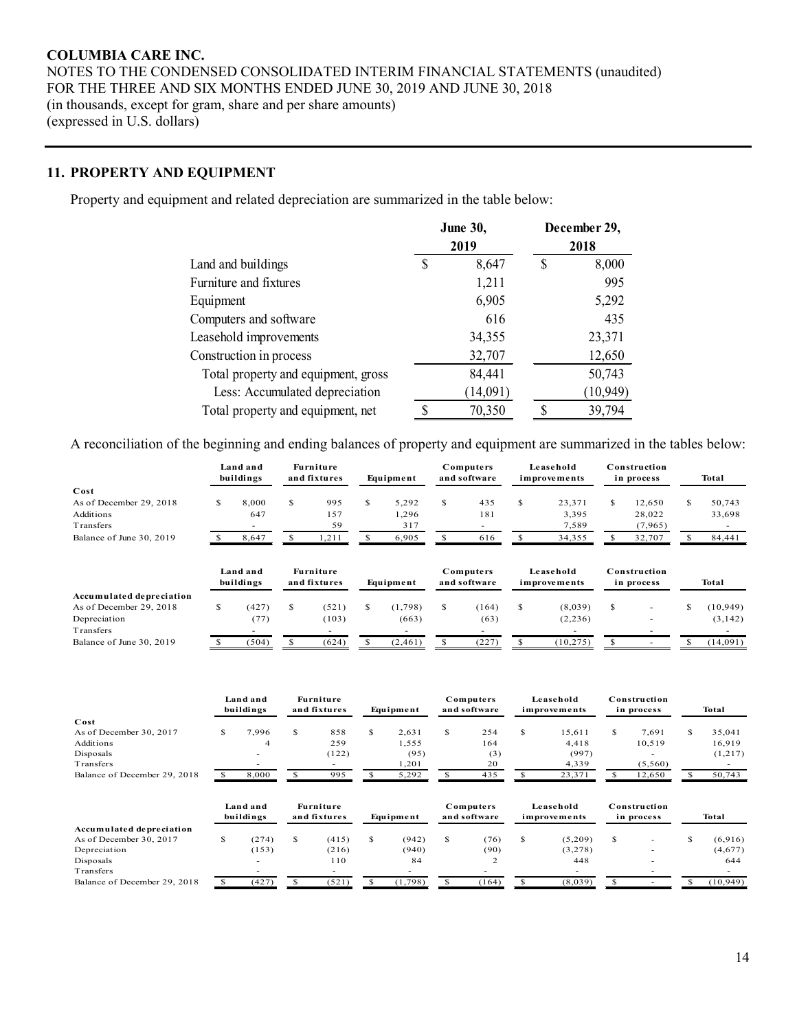## 11. PROPERTY AND EQUIPMENT

Property and equipment and related depreciation are summarized in the table below:

| | June 30, 2019 | December 29, 2018 |
|---|---|---|
| Land and buildings | $ 8,647 | $ 8,000 |
| Furniture and fixtures | 1,211 | 995 |
| Equipment | 6,905 | 5,292 |
| Computers and software | 616 | 435 |
| Leasehold improvements | 34,355 | 23,371 |
| Construction in process | 32,707 | 12,650 |
| Total property and equipment, gross | 84,441 | 50,743 |
| Less: Accumulated depreciation | (14,091) | (10,949) |
| Total property and equipment, net | $ 70,350 | $ 39,794 |

A reconciliation of the beginning and ending balances of property and equipment are summarized in the tables below:

| | Land and buildings | Furniture and fixtures | Equipment | Computers and software | Leasehold improvements | Construction in process | Total |
|---|---|---|---|---|---|---|---|
| **Cost** | | | | | | | |
| As of December 29, 2018 | $ 8,000 | $ 995 | $ 5,292 | $ 435 | $ 23,371 | $ 12,650 | $ 50,743 |
| Additions | 647 | 157 | 1,296 | 181 | 3,395 | 28,022 | 33,698 |
| Transfers | - | 59 | 317 | - | 7,589 | (7,965) | - |
| Balance of June 30, 2019 | $ 8,647 | $ 1,211 | $ 6,905 | $ 616 | $ 34,355 | $ 32,707 | $ 84,441 |

| | Land and buildings | Furniture and fixtures | Equipment | Computers and software | Leasehold improvements | Construction in process | Total |
|---|---|---|---|---|---|---|---|
| **Accumulated depreciation** | | | | | | | |
| As of December 29, 2018 | $ (427) | $ (521) | $ (1,798) | $ (164) | $ (8,039) | $ - | $ (10,949) |
| Depreciation | (77) | (103) | (663) | (63) | (2,236) | - | (3,142) |
| Transfers | - | - | - | - | - | - | - |
| Balance of June 30, 2019 | $ (504) | $ (624) | $ (2,461) | $ (227) | $ (10,275) | $ - | $ (14,091) |

| | Land and buildings | Furniture and fixtures | Equipment | Computers and software | Leasehold improvements | Construction in process | Total |
|---|---|---|---|---|---|---|---|
| **Cost** | | | | | | | |
| As of December 30, 2017 | $ 7,996 | $ 858 | $ 2,631 | $ 254 | $ 15,611 | $ 7,691 | $ 35,041 |
| Additions | 4 | 259 | 1,555 | 164 | 4,418 | 10,519 | 16,919 |
| Disposals | - | (122) | (95) | (3) | (997) | - | (1,217) |
| Transfers | - | - | 1,201 | 20 | 4,339 | (5,560) | - |
| Balance of December 29, 2018 | $ 8,000 | $ 995 | $ 5,292 | $ 435 | $ 23,371 | $ 12,650 | $ 50,743 |

| | Land and buildings | Furniture and fixtures | Equipment | Computers and software | Leasehold improvements | Construction in process | Total |
|---|---|---|---|---|---|---|---|
| **Accumulated depreciation** | | | | | | | |
| As of December 30, 2017 | $ (274) | $ (415) | $ (942) | $ (76) | $ (5,209) | $ - | $ (6,916) |
| Depreciation | (153) | (216) | (940) | (90) | (3,278) | - | (4,677) |
| Disposals | - | 110 | 84 | 2 | 448 | - | 644 |
| Transfers | - | - | - | - | - | - | - |
| Balance of December 29, 2018 | $ (427) | $ (521) | $ (1,798) | $ (164) | $ (8,039) | $ - | $ (10,949) |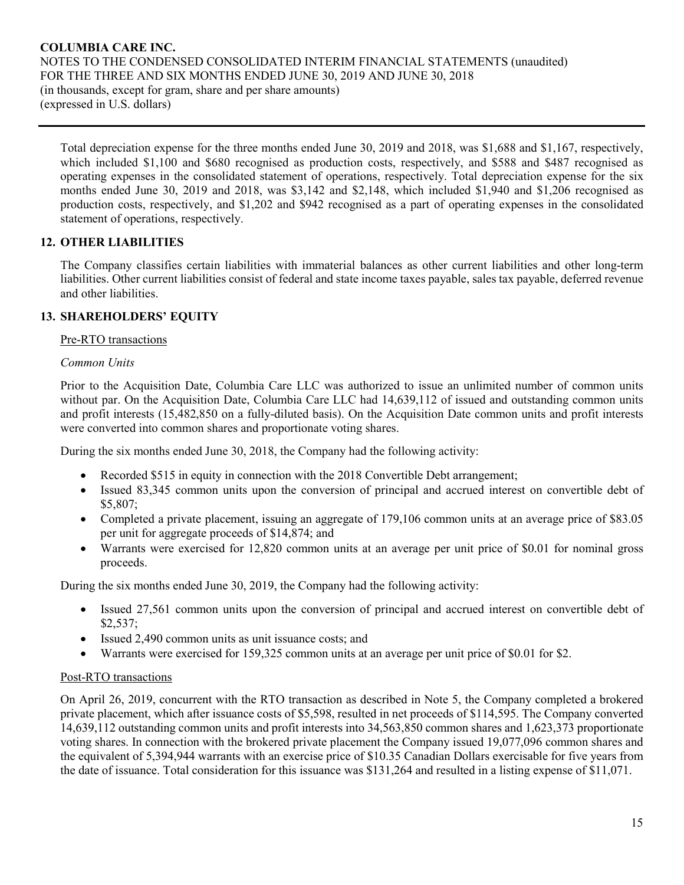Total depreciation expense for the three months ended June 30, 2019 and 2018, was $1,688 and $1,167, respectively, which included $1,100 and $680 recognised as production costs, respectively, and $588 and $487 recognised as operating expenses in the consolidated statement of operations, respectively. Total depreciation expense for the six months ended June 30, 2019 and 2018, was $3,142 and $2,148, which included $1,940 and $1,206 recognised as production costs, respectively, and $1,202 and $942 recognised as a part of operating expenses in the consolidated statement of operations, respectively.

## 12. OTHER LIABILITIES

The Company classifies certain liabilities with immaterial balances as other current liabilities and other long-term liabilities. Other current liabilities consist of federal and state income taxes payable, sales tax payable, deferred revenue and other liabilities.

## 13. SHAREHOLDERS' EQUITY

Pre-RTO transactions

*Common Units*

Prior to the Acquisition Date, Columbia Care LLC was authorized to issue an unlimited number of common units without par. On the Acquisition Date, Columbia Care LLC had 14,639,112 of issued and outstanding common units and profit interests (15,482,850 on a fully-diluted basis). On the Acquisition Date common units and profit interests were converted into common shares and proportionate voting shares.

During the six months ended June 30, 2018, the Company had the following activity:

- Recorded $515 in equity in connection with the 2018 Convertible Debt arrangement;
- Issued 83,345 common units upon the conversion of principal and accrued interest on convertible debt of $5,807;
- Completed a private placement, issuing an aggregate of 179,106 common units at an average price of $83.05 per unit for aggregate proceeds of $14,874; and
- Warrants were exercised for 12,820 common units at an average per unit price of $0.01 for nominal gross proceeds.

During the six months ended June 30, 2019, the Company had the following activity:

- Issued 27,561 common units upon the conversion of principal and accrued interest on convertible debt of $2,537;
- Issued 2,490 common units as unit issuance costs; and
- Warrants were exercised for 159,325 common units at an average per unit price of $0.01 for $2.

Post-RTO transactions

On April 26, 2019, concurrent with the RTO transaction as described in Note 5, the Company completed a brokered private placement, which after issuance costs of $5,598, resulted in net proceeds of $114,595. The Company converted 14,639,112 outstanding common units and profit interests into 34,563,850 common shares and 1,623,373 proportionate voting shares. In connection with the brokered private placement the Company issued 19,077,096 common shares and the equivalent of 5,394,944 warrants with an exercise price of $10.35 Canadian Dollars exercisable for five years from the date of issuance. Total consideration for this issuance was $131,264 and resulted in a listing expense of $11,071.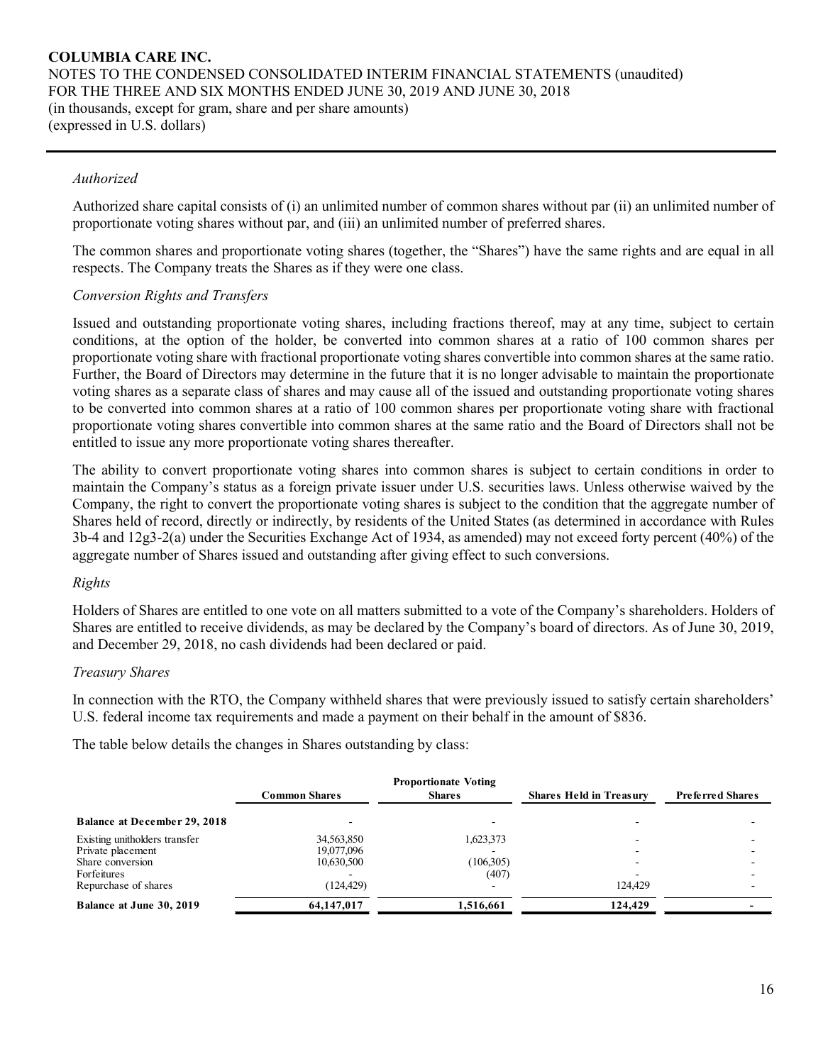### *Authorized*

Authorized share capital consists of (i) an unlimited number of common shares without par (ii) an unlimited number of proportionate voting shares without par, and (iii) an unlimited number of preferred shares.

The common shares and proportionate voting shares (together, the "Shares") have the same rights and are equal in all respects. The Company treats the Shares as if they were one class.

### *Conversion Rights and Transfers*

Issued and outstanding proportionate voting shares, including fractions thereof, may at any time, subject to certain conditions, at the option of the holder, be converted into common shares at a ratio of 100 common shares per proportionate voting share with fractional proportionate voting shares convertible into common shares at the same ratio. Further, the Board of Directors may determine in the future that it is no longer advisable to maintain the proportionate voting shares as a separate class of shares and may cause all of the issued and outstanding proportionate voting shares to be converted into common shares at a ratio of 100 common shares per proportionate voting share with fractional proportionate voting shares convertible into common shares at the same ratio and the Board of Directors shall not be entitled to issue any more proportionate voting shares thereafter.

The ability to convert proportionate voting shares into common shares is subject to certain conditions in order to maintain the Company's status as a foreign private issuer under U.S. securities laws. Unless otherwise waived by the Company, the right to convert the proportionate voting shares is subject to the condition that the aggregate number of Shares held of record, directly or indirectly, by residents of the United States (as determined in accordance with Rules 3b-4 and 12g3-2(a) under the Securities Exchange Act of 1934, as amended) may not exceed forty percent (40%) of the aggregate number of Shares issued and outstanding after giving effect to such conversions.

### *Rights*

Holders of Shares are entitled to one vote on all matters submitted to a vote of the Company's shareholders. Holders of Shares are entitled to receive dividends, as may be declared by the Company's board of directors. As of June 30, 2019, and December 29, 2018, no cash dividends had been declared or paid.

### *Treasury Shares*

In connection with the RTO, the Company withheld shares that were previously issued to satisfy certain shareholders' U.S. federal income tax requirements and made a payment on their behalf in the amount of $836.

The table below details the changes in Shares outstanding by class:

| | Common Shares | Proportionate Voting Shares | Shares Held in Treasury | Preferred Shares |
|---|---|---|---|---|
| **Balance at December 29, 2018** | - | - | - | - |
| Existing unitholders transfer | 34,563,850 | 1,623,373 | - | - |
| Private placement | 19,077,096 | - | - | - |
| Share conversion | 10,630,500 | (106,305) | - | - |
| Forfeitures | - | (407) | - | - |
| Repurchase of shares | (124,429) | - | 124,429 | - |
| **Balance at June 30, 2019** | **64,147,017** | **1,516,661** | **124,429** | **-** |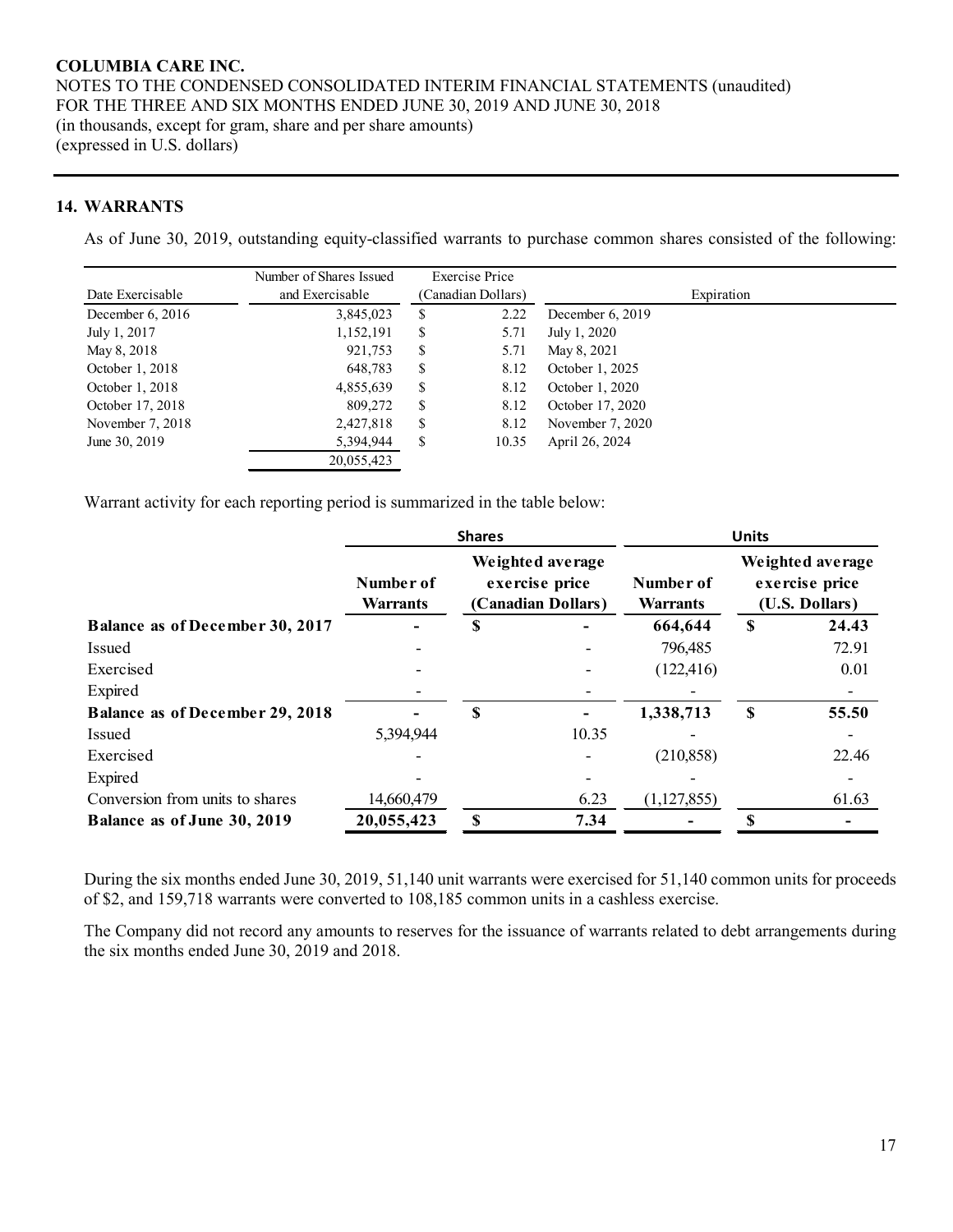COLUMBIA CARE INC.
NOTES TO THE CONDENSED CONSOLIDATED INTERIM FINANCIAL STATEMENTS (unaudited)
FOR THE THREE AND SIX MONTHS ENDED JUNE 30, 2019 AND JUNE 30, 2018
(in thousands, except for gram, share and per share amounts)
(expressed in U.S. dollars)

## 14. WARRANTS

As of June 30, 2019, outstanding equity-classified warrants to purchase common shares consisted of the following:

| Date Exercisable | Number of Shares Issued and Exercisable | Exercise Price (Canadian Dollars) | Expiration |
|---|---|---|---|
| December 6, 2016 | 3,845,023 | $ 2.22 | December 6, 2019 |
| July 1, 2017 | 1,152,191 | $ 5.71 | July 1, 2020 |
| May 8, 2018 | 921,753 | $ 5.71 | May 8, 2021 |
| October 1, 2018 | 648,783 | $ 8.12 | October 1, 2025 |
| October 1, 2018 | 4,855,639 | $ 8.12 | October 1, 2020 |
| October 17, 2018 | 809,272 | $ 8.12 | October 17, 2020 |
| November 7, 2018 | 2,427,818 | $ 8.12 | November 7, 2020 |
| June 30, 2019 | 5,394,944 | $ 10.35 | April 26, 2024 |
| | 20,055,423 | | |

Warrant activity for each reporting period is summarized in the table below:

| | Shares | | Units | |
|---|---|---|---|---|
| | Number of Warrants | Weighted average exercise price (Canadian Dollars) | Number of Warrants | Weighted average exercise price (U.S. Dollars) |
| **Balance as of December 30, 2017** | - | $ - | **664,644** | **$ 24.43** |
| Issued | - | - | 796,485 | 72.91 |
| Exercised | - | - | (122,416) | 0.01 |
| Expired | - | - | - | - |
| **Balance as of December 29, 2018** | - | $ - | **1,338,713** | **$ 55.50** |
| Issued | 5,394,944 | 10.35 | - | - |
| Exercised | - | - | (210,858) | 22.46 |
| Expired | - | - | - | - |
| Conversion from units to shares | 14,660,479 | 6.23 | (1,127,855) | 61.63 |
| **Balance as of June 30, 2019** | **20,055,423** | **$ 7.34** | **-** | **$ -** |

During the six months ended June 30, 2019, 51,140 unit warrants were exercised for 51,140 common units for proceeds of $2, and 159,718 warrants were converted to 108,185 common units in a cashless exercise.

The Company did not record any amounts to reserves for the issuance of warrants related to debt arrangements during the six months ended June 30, 2019 and 2018.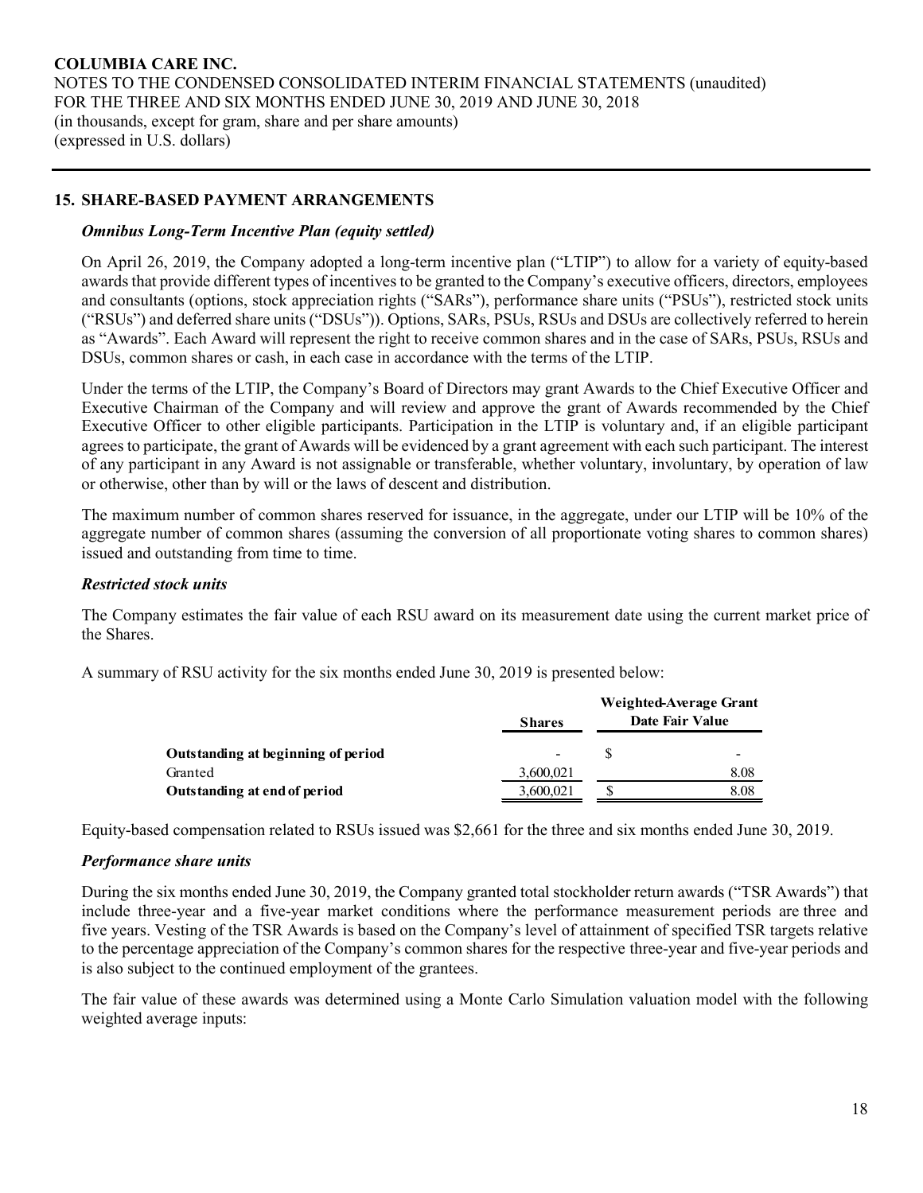## 15. SHARE-BASED PAYMENT ARRANGEMENTS

### *Omnibus Long-Term Incentive Plan (equity settled)*

On April 26, 2019, the Company adopted a long-term incentive plan ("LTIP") to allow for a variety of equity-based awards that provide different types of incentives to be granted to the Company's executive officers, directors, employees and consultants (options, stock appreciation rights ("SARs"), performance share units ("PSUs"), restricted stock units ("RSUs") and deferred share units ("DSUs")). Options, SARs, PSUs, RSUs and DSUs are collectively referred to herein as "Awards". Each Award will represent the right to receive common shares and in the case of SARs, PSUs, RSUs and DSUs, common shares or cash, in each case in accordance with the terms of the LTIP.

Under the terms of the LTIP, the Company's Board of Directors may grant Awards to the Chief Executive Officer and Executive Chairman of the Company and will review and approve the grant of Awards recommended by the Chief Executive Officer to other eligible participants. Participation in the LTIP is voluntary and, if an eligible participant agrees to participate, the grant of Awards will be evidenced by a grant agreement with each such participant. The interest of any participant in any Award is not assignable or transferable, whether voluntary, involuntary, by operation of law or otherwise, other than by will or the laws of descent and distribution.

The maximum number of common shares reserved for issuance, in the aggregate, under our LTIP will be 10% of the aggregate number of common shares (assuming the conversion of all proportionate voting shares to common shares) issued and outstanding from time to time.

### *Restricted stock units*

The Company estimates the fair value of each RSU award on its measurement date using the current market price of the Shares.

A summary of RSU activity for the six months ended June 30, 2019 is presented below:

| | Shares | Weighted-Average Grant Date Fair Value |
|---|---|---|
| **Outstanding at beginning of period** | - | $ - |
| Granted | 3,600,021 | 8.08 |
| **Outstanding at end of period** | 3,600,021 | $ 8.08 |

Equity-based compensation related to RSUs issued was $2,661 for the three and six months ended June 30, 2019.

### *Performance share units*

During the six months ended June 30, 2019, the Company granted total stockholder return awards ("TSR Awards") that include three-year and a five-year market conditions where the performance measurement periods are three and five years. Vesting of the TSR Awards is based on the Company's level of attainment of specified TSR targets relative to the percentage appreciation of the Company's common shares for the respective three-year and five-year periods and is also subject to the continued employment of the grantees.

The fair value of these awards was determined using a Monte Carlo Simulation valuation model with the following weighted average inputs: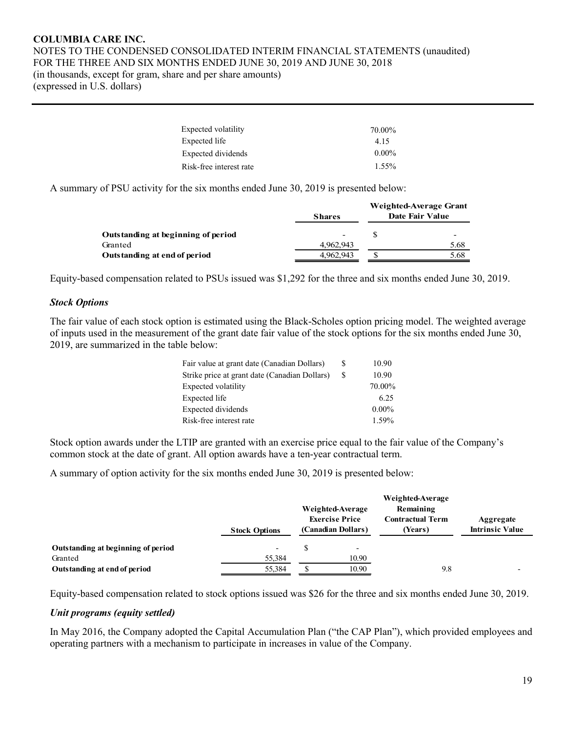| | |
|---|---|
| Expected volatility | 70.00% |
| Expected life | 4.15 |
| Expected dividends | 0.00% |
| Risk-free interest rate | 1.55% |

A summary of PSU activity for the six months ended June 30, 2019 is presented below:

| | Shares | Weighted-Average Grant Date Fair Value |
|---|---|---|
| **Outstanding at beginning of period** | - | $ - |
| Granted | 4,962,943 | 5.68 |
| **Outstanding at end of period** | 4,962,943 | $ 5.68 |

Equity-based compensation related to PSUs issued was $1,292 for the three and six months ended June 30, 2019.

### *Stock Options*

The fair value of each stock option is estimated using the Black-Scholes option pricing model. The weighted average of inputs used in the measurement of the grant date fair value of the stock options for the six months ended June 30, 2019, are summarized in the table below:

| | |
|---|---|
| Fair value at grant date (Canadian Dollars) | $ 10.90 |
| Strike price at grant date (Canadian Dollars) | $ 10.90 |
| Expected volatility | 70.00% |
| Expected life | 6.25 |
| Expected dividends | 0.00% |
| Risk-free interest rate | 1.59% |

Stock option awards under the LTIP are granted with an exercise price equal to the fair value of the Company's common stock at the date of grant. All option awards have a ten-year contractual term.

A summary of option activity for the six months ended June 30, 2019 is presented below:

| | Stock Options | Weighted-Average Exercise Price (Canadian Dollars) | Weighted-Average Remaining Contractual Term (Years) | Aggregate Intrinsic Value |
|---|---|---|---|---|
| **Outstanding at beginning of period** | - | $ - | | |
| Granted | 55,384 | 10.90 | | |
| **Outstanding at end of period** | 55,384 | $ 10.90 | 9.8 | - |

Equity-based compensation related to stock options issued was $26 for the three and six months ended June 30, 2019.

### *Unit programs (equity settled)*

In May 2016, the Company adopted the Capital Accumulation Plan ("the CAP Plan"), which provided employees and operating partners with a mechanism to participate in increases in value of the Company.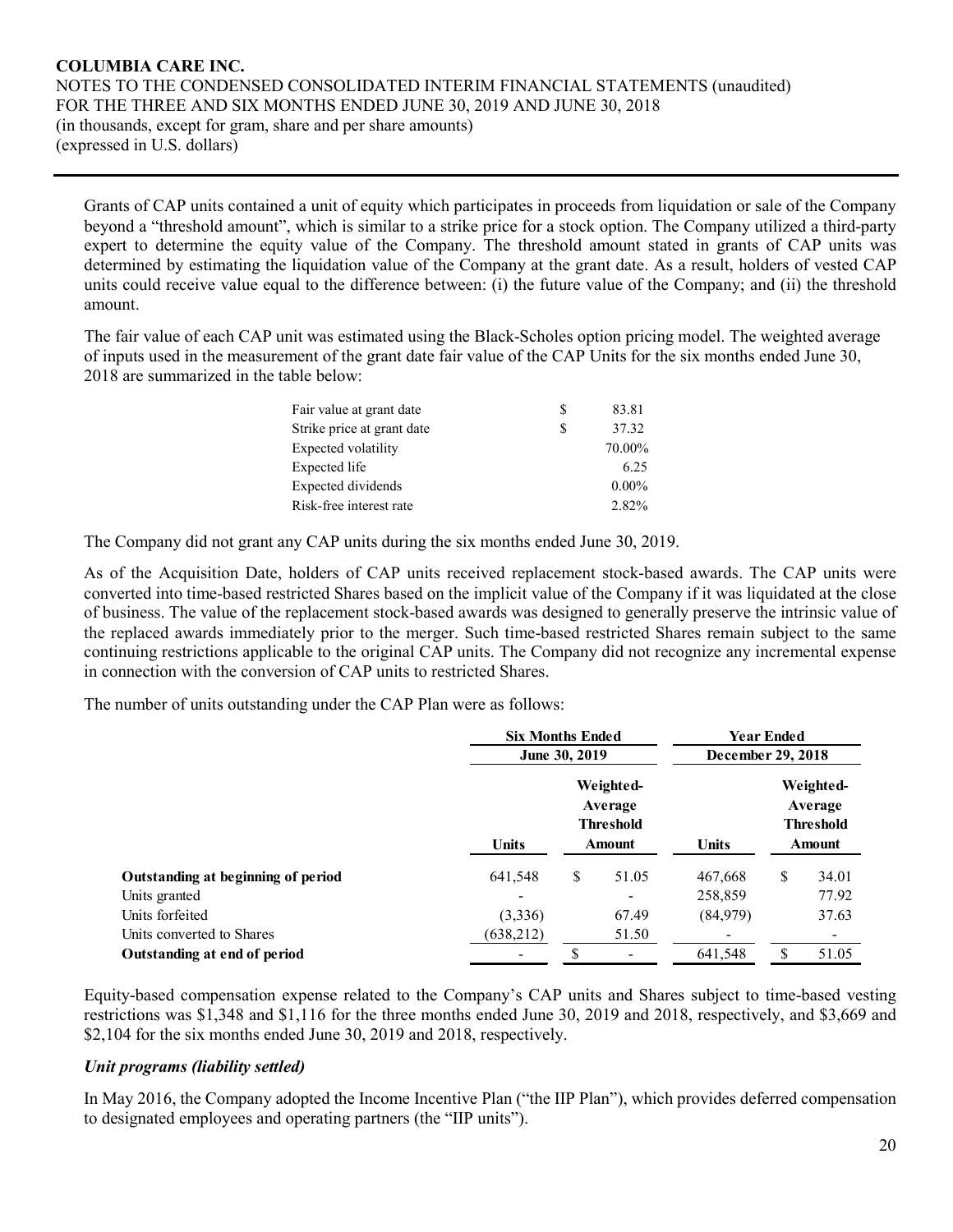Grants of CAP units contained a unit of equity which participates in proceeds from liquidation or sale of the Company beyond a "threshold amount", which is similar to a strike price for a stock option. The Company utilized a third-party expert to determine the equity value of the Company. The threshold amount stated in grants of CAP units was determined by estimating the liquidation value of the Company at the grant date. As a result, holders of vested CAP units could receive value equal to the difference between: (i) the future value of the Company; and (ii) the threshold amount.

The fair value of each CAP unit was estimated using the Black-Scholes option pricing model. The weighted average of inputs used in the measurement of the grant date fair value of the CAP Units for the six months ended June 30, 2018 are summarized in the table below:

| | | |
|---|---|---|
| Fair value at grant date | $ | 83.81 |
| Strike price at grant date | $ | 37.32 |
| Expected volatility | | 70.00% |
| Expected life | | 6.25 |
| Expected dividends | | 0.00% |
| Risk-free interest rate | | 2.82% |

The Company did not grant any CAP units during the six months ended June 30, 2019.

As of the Acquisition Date, holders of CAP units received replacement stock-based awards. The CAP units were converted into time-based restricted Shares based on the implicit value of the Company if it was liquidated at the close of business. The value of the replacement stock-based awards was designed to generally preserve the intrinsic value of the replaced awards immediately prior to the merger. Such time-based restricted Shares remain subject to the same continuing restrictions applicable to the original CAP units. The Company did not recognize any incremental expense in connection with the conversion of CAP units to restricted Shares.

The number of units outstanding under the CAP Plan were as follows:

| | Six Months Ended June 30, 2019 | | Year Ended December 29, 2018 | |
|---|---|---|---|---|
| | Units | Weighted-Average Threshold Amount | Units | Weighted-Average Threshold Amount |
| **Outstanding at beginning of period** | 641,548 | $ 51.05 | 467,668 | $ 34.01 |
| Units granted | - | - | 258,859 | 77.92 |
| Units forfeited | (3,336) | 67.49 | (84,979) | 37.63 |
| Units converted to Shares | (638,212) | 51.50 | - | - |
| **Outstanding at end of period** | - | $ - | 641,548 | $ 51.05 |

Equity-based compensation expense related to the Company's CAP units and Shares subject to time-based vesting restrictions was $1,348 and $1,116 for the three months ended June 30, 2019 and 2018, respectively, and $3,669 and $2,104 for the six months ended June 30, 2019 and 2018, respectively.

### *Unit programs (liability settled)*

In May 2016, the Company adopted the Income Incentive Plan ("the IIP Plan"), which provides deferred compensation to designated employees and operating partners (the "IIP units").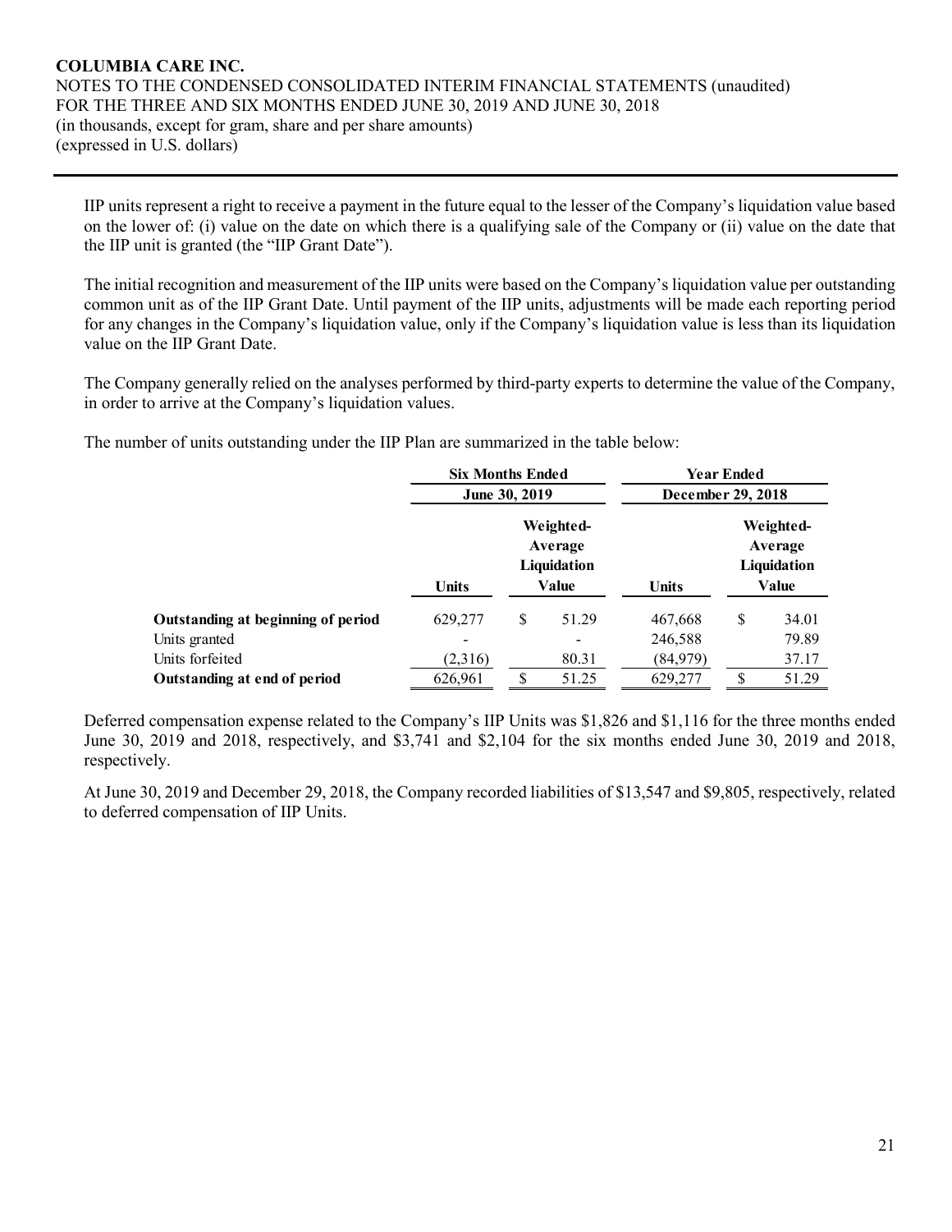IIP units represent a right to receive a payment in the future equal to the lesser of the Company's liquidation value based on the lower of: (i) value on the date on which there is a qualifying sale of the Company or (ii) value on the date that the IIP unit is granted (the "IIP Grant Date").

The initial recognition and measurement of the IIP units were based on the Company's liquidation value per outstanding common unit as of the IIP Grant Date. Until payment of the IIP units, adjustments will be made each reporting period for any changes in the Company's liquidation value, only if the Company's liquidation value is less than its liquidation value on the IIP Grant Date.

The Company generally relied on the analyses performed by third-party experts to determine the value of the Company, in order to arrive at the Company's liquidation values.

The number of units outstanding under the IIP Plan are summarized in the table below:

| | Six Months Ended June 30, 2019 | | Year Ended December 29, 2018 | |
|---|---|---|---|---|
| | Units | Weighted-Average Liquidation Value | Units | Weighted-Average Liquidation Value |
| **Outstanding at beginning of period** | 629,277 | $ 51.29 | 467,668 | $ 34.01 |
| Units granted | - | - | 246,588 | 79.89 |
| Units forfeited | (2,316) | 80.31 | (84,979) | 37.17 |
| **Outstanding at end of period** | 626,961 | $ 51.25 | 629,277 | $ 51.29 |

Deferred compensation expense related to the Company's IIP Units was $1,826 and $1,116 for the three months ended June 30, 2019 and 2018, respectively, and $3,741 and $2,104 for the six months ended June 30, 2019 and 2018, respectively.

At June 30, 2019 and December 29, 2018, the Company recorded liabilities of $13,547 and $9,805, respectively, related to deferred compensation of IIP Units.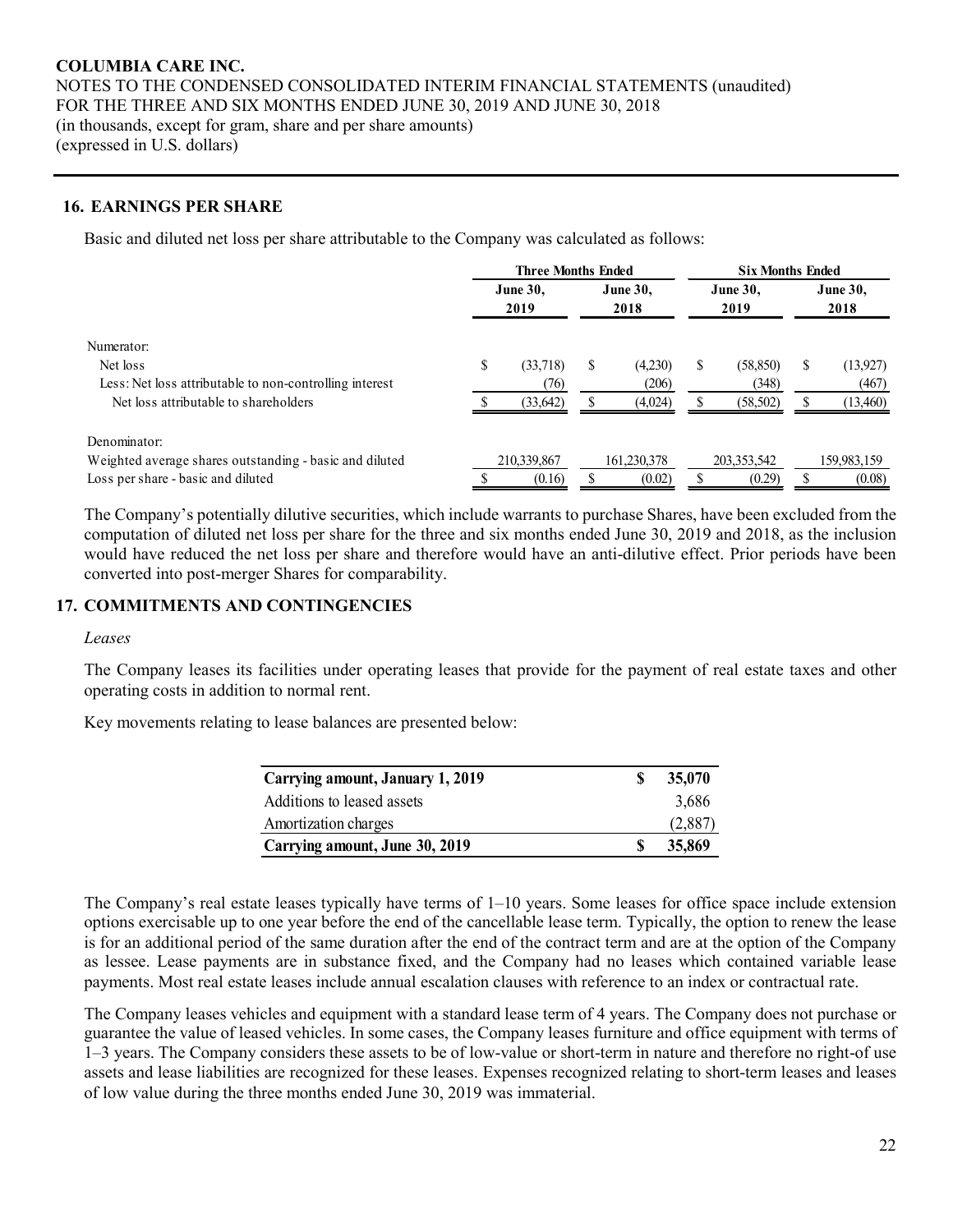## 16. EARNINGS PER SHARE

Basic and diluted net loss per share attributable to the Company was calculated as follows:

| | Three Months Ended | | Six Months Ended | |
|---|---|---|---|---|
| | June 30, 2019 | June 30, 2018 | June 30, 2019 | June 30, 2018 |
| Numerator: | | | | |
| Net loss | $ (33,718) | $ (4,230) | $ (58,850) | $ (13,927) |
| Less: Net loss attributable to non-controlling interest | (76) | (206) | (348) | (467) |
| Net loss attributable to shareholders | $ (33,642) | $ (4,024) | $ (58,502) | $ (13,460) |
| Denominator: | | | | |
| Weighted average shares outstanding - basic and diluted | 210,339,867 | 161,230,378 | 203,353,542 | 159,983,159 |
| Loss per share - basic and diluted | $ (0.16) | $ (0.02) | $ (0.29) | $ (0.08) |

The Company's potentially dilutive securities, which include warrants to purchase Shares, have been excluded from the computation of diluted net loss per share for the three and six months ended June 30, 2019 and 2018, as the inclusion would have reduced the net loss per share and therefore would have an anti-dilutive effect. Prior periods have been converted into post-merger Shares for comparability.

## 17. COMMITMENTS AND CONTINGENCIES

*Leases*

The Company leases its facilities under operating leases that provide for the payment of real estate taxes and other operating costs in addition to normal rent.

Key movements relating to lease balances are presented below:

| | |
|---|---|
| **Carrying amount, January 1, 2019** | **$ 35,070** |
| Additions to leased assets | 3,686 |
| Amortization charges | (2,887) |
| **Carrying amount, June 30, 2019** | **$ 35,869** |

The Company's real estate leases typically have terms of 1–10 years. Some leases for office space include extension options exercisable up to one year before the end of the cancellable lease term. Typically, the option to renew the lease is for an additional period of the same duration after the end of the contract term and are at the option of the Company as lessee. Lease payments are in substance fixed, and the Company had no leases which contained variable lease payments. Most real estate leases include annual escalation clauses with reference to an index or contractual rate.

The Company leases vehicles and equipment with a standard lease term of 4 years. The Company does not purchase or guarantee the value of leased vehicles. In some cases, the Company leases furniture and office equipment with terms of 1–3 years. The Company considers these assets to be of low-value or short-term in nature and therefore no right-of use assets and lease liabilities are recognized for these leases. Expenses recognized relating to short-term leases and leases of low value during the three months ended June 30, 2019 was immaterial.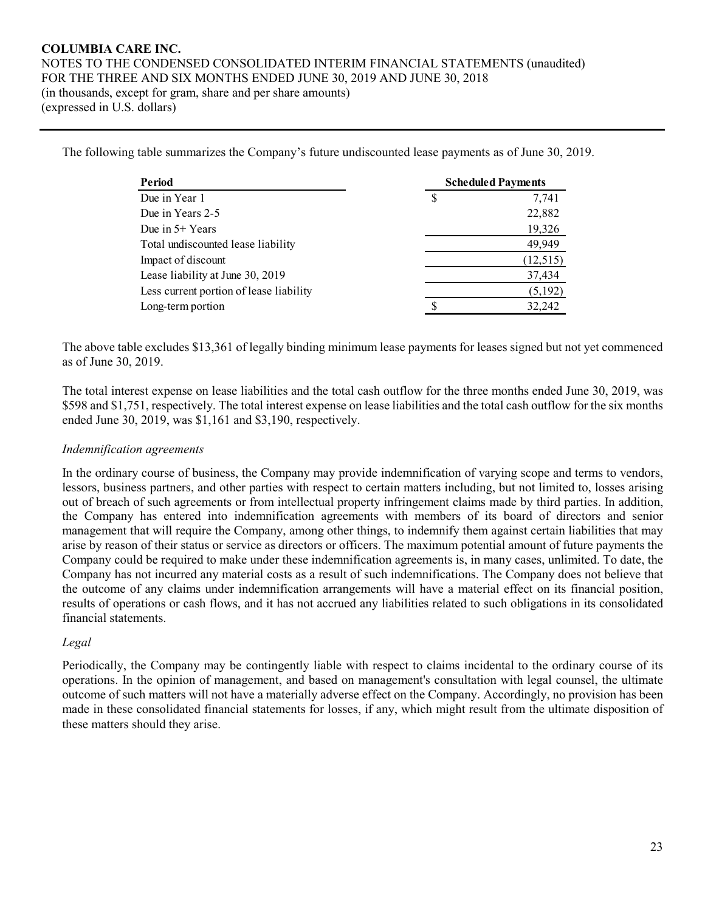The following table summarizes the Company's future undiscounted lease payments as of June 30, 2019.

| Period | Scheduled Payments |
|---|---|
| Due in Year 1 | $ 7,741 |
| Due in Years 2-5 | 22,882 |
| Due in 5+ Years | 19,326 |
| Total undiscounted lease liability | 49,949 |
| Impact of discount | (12,515) |
| Lease liability at June 30, 2019 | 37,434 |
| Less current portion of lease liability | (5,192) |
| Long-term portion | $ 32,242 |

The above table excludes $13,361 of legally binding minimum lease payments for leases signed but not yet commenced as of June 30, 2019.

The total interest expense on lease liabilities and the total cash outflow for the three months ended June 30, 2019, was $598 and $1,751, respectively. The total interest expense on lease liabilities and the total cash outflow for the six months ended June 30, 2019, was $1,161 and $3,190, respectively.

*Indemnification agreements*

In the ordinary course of business, the Company may provide indemnification of varying scope and terms to vendors, lessors, business partners, and other parties with respect to certain matters including, but not limited to, losses arising out of breach of such agreements or from intellectual property infringement claims made by third parties. In addition, the Company has entered into indemnification agreements with members of its board of directors and senior management that will require the Company, among other things, to indemnify them against certain liabilities that may arise by reason of their status or service as directors or officers. The maximum potential amount of future payments the Company could be required to make under these indemnification agreements is, in many cases, unlimited. To date, the Company has not incurred any material costs as a result of such indemnifications. The Company does not believe that the outcome of any claims under indemnification arrangements will have a material effect on its financial position, results of operations or cash flows, and it has not accrued any liabilities related to such obligations in its consolidated financial statements.

*Legal*

Periodically, the Company may be contingently liable with respect to claims incidental to the ordinary course of its operations. In the opinion of management, and based on management's consultation with legal counsel, the ultimate outcome of such matters will not have a materially adverse effect on the Company. Accordingly, no provision has been made in these consolidated financial statements for losses, if any, which might result from the ultimate disposition of these matters should they arise.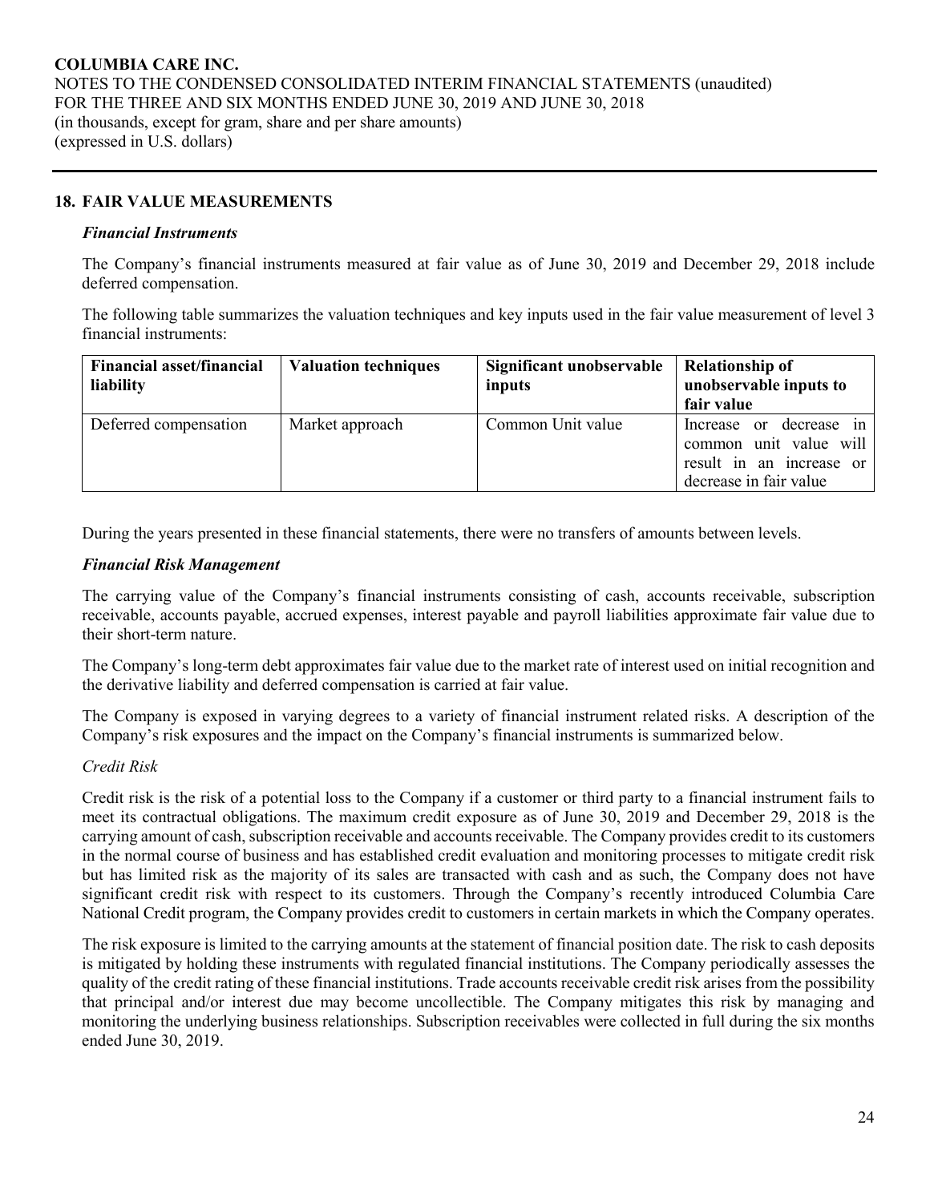## 18. FAIR VALUE MEASUREMENTS

### *Financial Instruments*

The Company's financial instruments measured at fair value as of June 30, 2019 and December 29, 2018 include deferred compensation.

The following table summarizes the valuation techniques and key inputs used in the fair value measurement of level 3 financial instruments:

| Financial asset/financial liability | Valuation techniques | Significant unobservable inputs | Relationship of unobservable inputs to fair value |
|---|---|---|---|
| Deferred compensation | Market approach | Common Unit value | Increase or decrease in common unit value will result in an increase or decrease in fair value |

During the years presented in these financial statements, there were no transfers of amounts between levels.

### *Financial Risk Management*

The carrying value of the Company's financial instruments consisting of cash, accounts receivable, subscription receivable, accounts payable, accrued expenses, interest payable and payroll liabilities approximate fair value due to their short-term nature.

The Company's long-term debt approximates fair value due to the market rate of interest used on initial recognition and the derivative liability and deferred compensation is carried at fair value.

The Company is exposed in varying degrees to a variety of financial instrument related risks. A description of the Company's risk exposures and the impact on the Company's financial instruments is summarized below.

*Credit Risk*

Credit risk is the risk of a potential loss to the Company if a customer or third party to a financial instrument fails to meet its contractual obligations. The maximum credit exposure as of June 30, 2019 and December 29, 2018 is the carrying amount of cash, subscription receivable and accounts receivable. The Company provides credit to its customers in the normal course of business and has established credit evaluation and monitoring processes to mitigate credit risk but has limited risk as the majority of its sales are transacted with cash and as such, the Company does not have significant credit risk with respect to its customers. Through the Company's recently introduced Columbia Care National Credit program, the Company provides credit to customers in certain markets in which the Company operates.

The risk exposure is limited to the carrying amounts at the statement of financial position date. The risk to cash deposits is mitigated by holding these instruments with regulated financial institutions. The Company periodically assesses the quality of the credit rating of these financial institutions. Trade accounts receivable credit risk arises from the possibility that principal and/or interest due may become uncollectible. The Company mitigates this risk by managing and monitoring the underlying business relationships. Subscription receivables were collected in full during the six months ended June 30, 2019.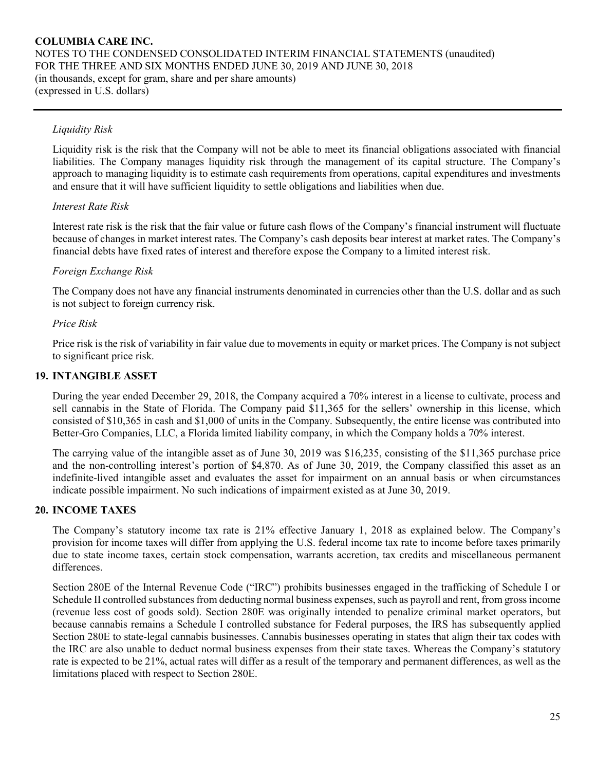*Liquidity Risk*

Liquidity risk is the risk that the Company will not be able to meet its financial obligations associated with financial liabilities. The Company manages liquidity risk through the management of its capital structure. The Company's approach to managing liquidity is to estimate cash requirements from operations, capital expenditures and investments and ensure that it will have sufficient liquidity to settle obligations and liabilities when due.

*Interest Rate Risk*

Interest rate risk is the risk that the fair value or future cash flows of the Company's financial instrument will fluctuate because of changes in market interest rates. The Company's cash deposits bear interest at market rates. The Company's financial debts have fixed rates of interest and therefore expose the Company to a limited interest risk.

*Foreign Exchange Risk*

The Company does not have any financial instruments denominated in currencies other than the U.S. dollar and as such is not subject to foreign currency risk.

*Price Risk*

Price risk is the risk of variability in fair value due to movements in equity or market prices. The Company is not subject to significant price risk.

## 19. INTANGIBLE ASSET

During the year ended December 29, 2018, the Company acquired a 70% interest in a license to cultivate, process and sell cannabis in the State of Florida. The Company paid $11,365 for the sellers' ownership in this license, which consisted of $10,365 in cash and $1,000 of units in the Company. Subsequently, the entire license was contributed into Better-Gro Companies, LLC, a Florida limited liability company, in which the Company holds a 70% interest.

The carrying value of the intangible asset as of June 30, 2019 was $16,235, consisting of the $11,365 purchase price and the non-controlling interest's portion of $4,870. As of June 30, 2019, the Company classified this asset as an indefinite-lived intangible asset and evaluates the asset for impairment on an annual basis or when circumstances indicate possible impairment. No such indications of impairment existed as at June 30, 2019.

## 20. INCOME TAXES

The Company's statutory income tax rate is 21% effective January 1, 2018 as explained below. The Company's provision for income taxes will differ from applying the U.S. federal income tax rate to income before taxes primarily due to state income taxes, certain stock compensation, warrants accretion, tax credits and miscellaneous permanent differences.

Section 280E of the Internal Revenue Code ("IRC") prohibits businesses engaged in the trafficking of Schedule I or Schedule II controlled substances from deducting normal business expenses, such as payroll and rent, from gross income (revenue less cost of goods sold). Section 280E was originally intended to penalize criminal market operators, but because cannabis remains a Schedule I controlled substance for Federal purposes, the IRS has subsequently applied Section 280E to state-legal cannabis businesses. Cannabis businesses operating in states that align their tax codes with the IRC are also unable to deduct normal business expenses from their state taxes. Whereas the Company's statutory rate is expected to be 21%, actual rates will differ as a result of the temporary and permanent differences, as well as the limitations placed with respect to Section 280E.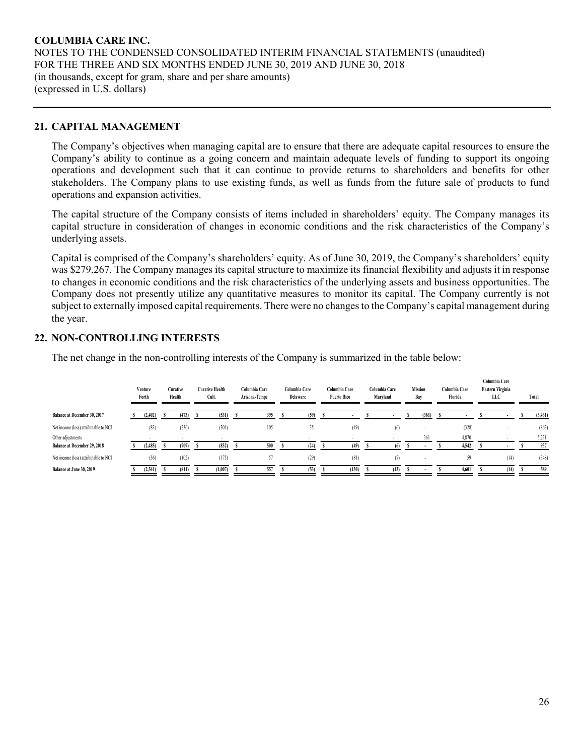## 21. CAPITAL MANAGEMENT

The Company's objectives when managing capital are to ensure that there are adequate capital resources to ensure the Company's ability to continue as a going concern and maintain adequate levels of funding to support its ongoing operations and development such that it can continue to provide returns to shareholders and benefits for other stakeholders. The Company plans to use existing funds, as well as funds from the future sale of products to fund operations and expansion activities.

The capital structure of the Company consists of items included in shareholders' equity. The Company manages its capital structure in consideration of changes in economic conditions and the risk characteristics of the Company's underlying assets.

Capital is comprised of the Company's shareholders' equity. As of June 30, 2019, the Company's shareholders' equity was $279,267. The Company manages its capital structure to maximize its financial flexibility and adjusts it in response to changes in economic conditions and the risk characteristics of the underlying assets and business opportunities. The Company does not presently utilize any quantitative measures to monitor its capital. The Company currently is not subject to externally imposed capital requirements. There were no changes to the Company's capital management during the year.

## 22. NON-CONTROLLING INTERESTS

The net change in the non-controlling interests of the Company is summarized in the table below:

| | Venture Forth | Curative Health | Curative Health Cult. | Columbia Care Arizona-Tempe | Columbia Care Delaware | Columbia Care Puerto Rico | Columbia Care Maryland | Mission Bay | Columbia Care Florida | Columbia Care Eastern Virginia LLC | Total |
|---|---|---|---|---|---|---|---|---|---|---|---|
| **Balance at December 30, 2017** | $ (2,402) | $ (473) | $ (531) | $ 395 | $ (59) | $ - | $ - | $ (361) | $ - | $ - | $ (3,431) |
| Net income (loss) attributable to NCI | (83) | (236) | (301) | 105 | 35 | (49) | (6) | - | (328) | - | (863) |
| Other adjustments | - | - | - | | - | - | - | 361 | 4,870 | - | 5,231 |
| **Balance at December 29, 2018** | $ (2,485) | $ (709) | $ (832) | $ 500 | $ (24) | $ (49) | $ (6) | $ - | $ 4,542 | $ - | $ 937 |
| Net income (loss) attributable to NCI | (56) | (102) | (175) | 57 | (29) | (81) | (7) | - | 59 | (14) | (348) |
| **Balance at June 30, 2019** | $ (2,541) | $ (811) | $ (1,007) | $ 557 | $ (53) | $ (130) | $ (13) | $ - | $ 4,601 | $ (14) | $ 589 |